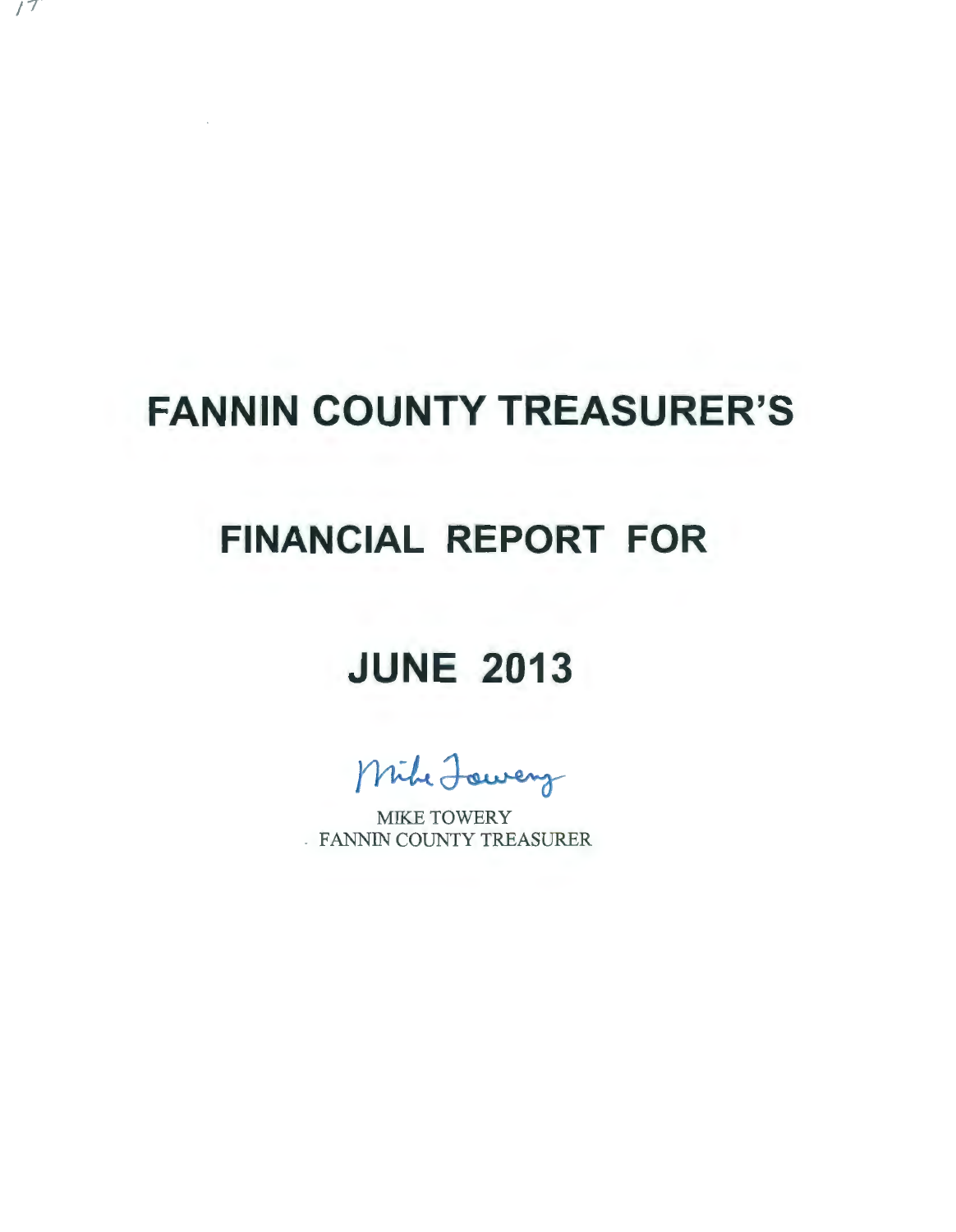# FANNIN COUNTY TREASURER'S

# FINANCIAL REPORT FOR

# JUNE 2013

Mike Towery

MIKE TOWERY
FANNIN COUNTY TREASURER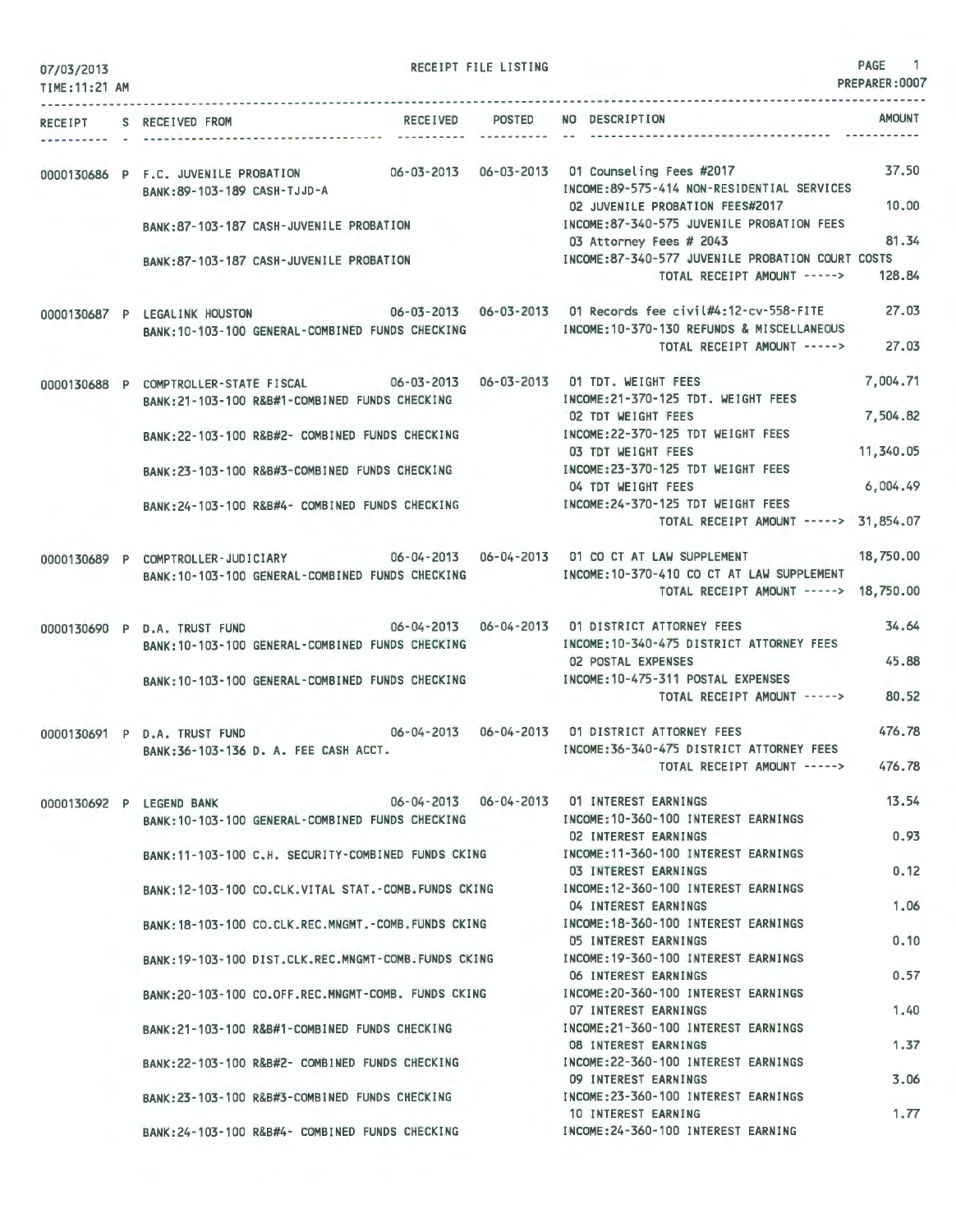07/03/2013 RECEIPT FILE LISTING PAGE 1
TIME:11:21 AM PREPARER:0007

| RECEIPT | S | RECEIVED FROM | RECEIVED | POSTED | NO | DESCRIPTION | AMOUNT |
|---|---|---|---|---|---|---|---|
| 0000130686 | P | F.C. JUVENILE PROBATION | 06-03-2013 | 06-03-2013 | 01 | Counseling Fees #2017 | 37.50 |
| | | BANK:89-103-189 CASH-TJJD-A | | | | INCOME:89-575-414 NON-RESIDENTIAL SERVICES | |
| | | | | | 02 | JUVENILE PROBATION FEES#2017 | 10.00 |
| | | BANK:87-103-187 CASH-JUVENILE PROBATION | | | | INCOME:87-340-575 JUVENILE PROBATION FEES | |
| | | | | | 03 | Attorney Fees # 2043 | 81.34 |
| | | BANK:87-103-187 CASH-JUVENILE PROBATION | | | | INCOME:87-340-577 JUVENILE PROBATION COURT COSTS | |
| | | | | | | TOTAL RECEIPT AMOUNT -----> | 128.84 |
| 0000130687 | P | LEGALINK HOUSTON | 06-03-2013 | 06-03-2013 | 01 | Records fee civil#4:12-cv-558-FITE | 27.03 |
| | | BANK:10-103-100 GENERAL-COMBINED FUNDS CHECKING | | | | INCOME:10-370-130 REFUNDS & MISCELLANEOUS | |
| | | | | | | TOTAL RECEIPT AMOUNT -----> | 27.03 |
| 0000130688 | P | COMPTROLLER-STATE FISCAL | 06-03-2013 | 06-03-2013 | 01 | TDT. WEIGHT FEES | 7,004.71 |
| | | BANK:21-103-100 R&B#1-COMBINED FUNDS CHECKING | | | | INCOME:21-370-125 TDT. WEIGHT FEES | |
| | | | | | 02 | TDT WEIGHT FEES | 7,504.82 |
| | | BANK:22-103-100 R&B#2- COMBINED FUNDS CHECKING | | | | INCOME:22-370-125 TDT WEIGHT FEES | |
| | | | | | 03 | TDT WEIGHT FEES | 11,340.05 |
| | | BANK:23-103-100 R&B#3-COMBINED FUNDS CHECKING | | | | INCOME:23-370-125 TDT WEIGHT FEES | |
| | | | | | 04 | TDT WEIGHT FEES | 6,004.49 |
| | | BANK:24-103-100 R&B#4- COMBINED FUNDS CHECKING | | | | INCOME:24-370-125 TDT WEIGHT FEES | |
| | | | | | | TOTAL RECEIPT AMOUNT -----> | 31,854.07 |
| 0000130689 | P | COMPTROLLER-JUDICIARY | 06-04-2013 | 06-04-2013 | 01 | CO CT AT LAW SUPPLEMENT | 18,750.00 |
| | | BANK:10-103-100 GENERAL-COMBINED FUNDS CHECKING | | | | INCOME:10-370-410 CO CT AT LAW SUPPLEMENT | |
| | | | | | | TOTAL RECEIPT AMOUNT -----> | 18,750.00 |
| 0000130690 | P | D.A. TRUST FUND | 06-04-2013 | 06-04-2013 | 01 | DISTRICT ATTORNEY FEES | 34.64 |
| | | BANK:10-103-100 GENERAL-COMBINED FUNDS CHECKING | | | | INCOME:10-340-475 DISTRICT ATTORNEY FEES | |
| | | | | | 02 | POSTAL EXPENSES | 45.88 |
| | | BANK:10-103-100 GENERAL-COMBINED FUNDS CHECKING | | | | INCOME:10-475-311 POSTAL EXPENSES | |
| | | | | | | TOTAL RECEIPT AMOUNT -----> | 80.52 |
| 0000130691 | P | D.A. TRUST FUND | 06-04-2013 | 06-04-2013 | 01 | DISTRICT ATTORNEY FEES | 476.78 |
| | | BANK:36-103-136 D. A. FEE CASH ACCT. | | | | INCOME:36-340-475 DISTRICT ATTORNEY FEES | |
| | | | | | | TOTAL RECEIPT AMOUNT -----> | 476.78 |
| 0000130692 | P | LEGEND BANK | 06-04-2013 | 06-04-2013 | 01 | INTEREST EARNINGS | 13.54 |
| | | BANK:10-103-100 GENERAL-COMBINED FUNDS CHECKING | | | | INCOME:10-360-100 INTEREST EARNINGS | |
| | | | | | 02 | INTEREST EARNINGS | 0.93 |
| | | BANK:11-103-100 C.H. SECURITY-COMBINED FUNDS CKING | | | | INCOME:11-360-100 INTEREST EARNINGS | |
| | | | | | 03 | INTEREST EARNINGS | 0.12 |
| | | BANK:12-103-100 CO.CLK.VITAL STAT.-COMB.FUNDS CKING | | | | INCOME:12-360-100 INTEREST EARNINGS | |
| | | | | | 04 | INTEREST EARNINGS | 1.06 |
| | | BANK:18-103-100 CO.CLK.REC.MNGMT.-COMB.FUNDS CKING | | | | INCOME:18-360-100 INTEREST EARNINGS | |
| | | | | | 05 | INTEREST EARNINGS | 0.10 |
| | | BANK:19-103-100 DIST.CLK.REC.MNGMT-COMB.FUNDS CKING | | | | INCOME:19-360-100 INTEREST EARNINGS | |
| | | | | | 06 | INTEREST EARNINGS | 0.57 |
| | | BANK:20-103-100 CO.OFF.REC.MNGMT-COMB. FUNDS CKING | | | | INCOME:20-360-100 INTEREST EARNINGS | |
| | | | | | 07 | INTEREST EARNINGS | 1.40 |
| | | BANK:21-103-100 R&B#1-COMBINED FUNDS CHECKING | | | | INCOME:21-360-100 INTEREST EARNINGS | |
| | | | | | 08 | INTEREST EARNINGS | 1.37 |
| | | BANK:22-103-100 R&B#2- COMBINED FUNDS CHECKING | | | | INCOME:22-360-100 INTEREST EARNINGS | |
| | | | | | 09 | INTEREST EARNINGS | 3.06 |
| | | BANK:23-103-100 R&B#3-COMBINED FUNDS CHECKING | | | | INCOME:23-360-100 INTEREST EARNINGS | |
| | | | | | 10 | INTEREST EARNING | 1.77 |
| | | BANK:24-103-100 R&B#4- COMBINED FUNDS CHECKING | | | | INCOME:24-360-100 INTEREST EARNING | |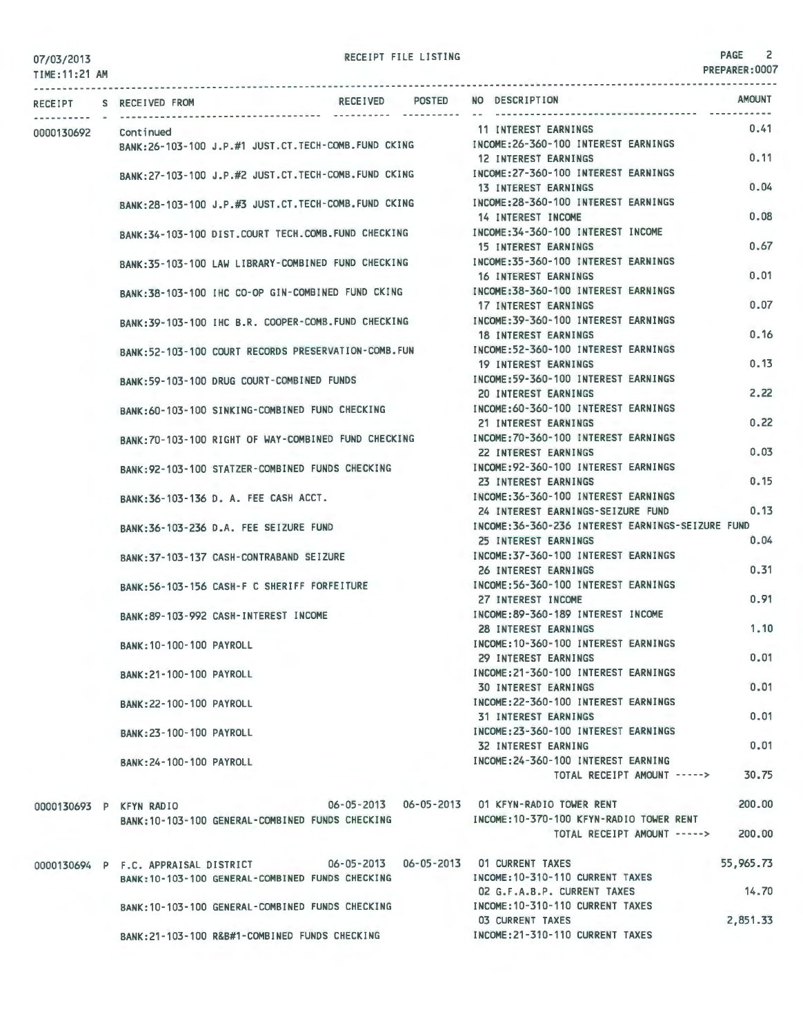07/03/2013 RECEIPT FILE LISTING PREPARER:0007
TIME:11:21 AM

| RECEIPT | S | RECEIVED FROM | RECEIVED | POSTED | NO | DESCRIPTION | AMOUNT |
|---|---|---|---|---|---|---|---|
| 0000130692 | | Continued | | | 11 | INTEREST EARNINGS | 0.41 |
| | | BANK:26-103-100 J.P.#1 JUST.CT.TECH-COMB.FUND CKING | | | | INCOME:26-360-100 INTEREST EARNINGS | |
| | | | | | 12 | INTEREST EARNINGS | 0.11 |
| | | BANK:27-103-100 J.P.#2 JUST.CT.TECH-COMB.FUND CKING | | | | INCOME:27-360-100 INTEREST EARNINGS | |
| | | | | | 13 | INTEREST EARNINGS | 0.04 |
| | | BANK:28-103-100 J.P.#3 JUST.CT.TECH-COMB.FUND CKING | | | | INCOME:28-360-100 INTEREST EARNINGS | |
| | | | | | 14 | INTEREST INCOME | 0.08 |
| | | BANK:34-103-100 DIST.COURT TECH.COMB.FUND CHECKING | | | | INCOME:34-360-100 INTEREST INCOME | |
| | | | | | 15 | INTEREST EARNINGS | 0.67 |
| | | BANK:35-103-100 LAW LIBRARY-COMBINED FUND CHECKING | | | | INCOME:35-360-100 INTEREST EARNINGS | |
| | | | | | 16 | INTEREST EARNINGS | 0.01 |
| | | BANK:38-103-100 IHC CO-OP GIN-COMBINED FUND CKING | | | | INCOME:38-360-100 INTEREST EARNINGS | |
| | | | | | 17 | INTEREST EARNINGS | 0.07 |
| | | BANK:39-103-100 IHC B.R. COOPER-COMB.FUND CHECKING | | | | INCOME:39-360-100 INTEREST EARNINGS | |
| | | | | | 18 | INTEREST EARNINGS | 0.16 |
| | | BANK:52-103-100 COURT RECORDS PRESERVATION-COMB.FUN | | | | INCOME:52-360-100 INTEREST EARNINGS | |
| | | | | | 19 | INTEREST EARNINGS | 0.13 |
| | | BANK:59-103-100 DRUG COURT-COMBINED FUNDS | | | | INCOME:59-360-100 INTEREST EARNINGS | |
| | | | | | 20 | INTEREST EARNINGS | 2.22 |
| | | BANK:60-103-100 SINKING-COMBINED FUND CHECKING | | | | INCOME:60-360-100 INTEREST EARNINGS | |
| | | | | | 21 | INTEREST EARNINGS | 0.22 |
| | | BANK:70-103-100 RIGHT OF WAY-COMBINED FUND CHECKING | | | | INCOME:70-360-100 INTEREST EARNINGS | |
| | | | | | 22 | INTEREST EARNINGS | 0.03 |
| | | BANK:92-103-100 STATZER-COMBINED FUNDS CHECKING | | | | INCOME:92-360-100 INTEREST EARNINGS | |
| | | | | | 23 | INTEREST EARNINGS | 0.15 |
| | | BANK:36-103-136 D. A. FEE CASH ACCT. | | | | INCOME:36-360-100 INTEREST EARNINGS | |
| | | | | | 24 | INTEREST EARNINGS-SEIZURE FUND | 0.13 |
| | | BANK:36-103-236 D.A. FEE SEIZURE FUND | | | | INCOME:36-360-236 INTEREST EARNINGS-SEIZURE FUND | |
| | | | | | 25 | INTEREST EARNINGS | 0.04 |
| | | BANK:37-103-137 CASH-CONTRABAND SEIZURE | | | | INCOME:37-360-100 INTEREST EARNINGS | |
| | | | | | 26 | INTEREST EARNINGS | 0.31 |
| | | BANK:56-103-156 CASH-F C SHERIFF FORFEITURE | | | | INCOME:56-360-100 INTEREST EARNINGS | |
| | | | | | 27 | INTEREST INCOME | 0.91 |
| | | BANK:89-103-992 CASH-INTEREST INCOME | | | | INCOME:89-360-189 INTEREST INCOME | |
| | | | | | 28 | INTEREST EARNINGS | 1.10 |
| | | BANK:10-100-100 PAYROLL | | | | INCOME:10-360-100 INTEREST EARNINGS | |
| | | | | | 29 | INTEREST EARNINGS | 0.01 |
| | | BANK:21-100-100 PAYROLL | | | | INCOME:21-360-100 INTEREST EARNINGS | |
| | | | | | 30 | INTEREST EARNINGS | 0.01 |
| | | BANK:22-100-100 PAYROLL | | | | INCOME:22-360-100 INTEREST EARNINGS | |
| | | | | | 31 | INTEREST EARNINGS | 0.01 |
| | | BANK:23-100-100 PAYROLL | | | | INCOME:23-360-100 INTEREST EARNINGS | |
| | | | | | 32 | INTEREST EARNING | 0.01 |
| | | BANK:24-100-100 PAYROLL | | | | INCOME:24-360-100 INTEREST EARNING | |
| | | | | | | TOTAL RECEIPT AMOUNT -----> | 30.75 |
| 0000130693 | P | KFYN RADIO | 06-05-2013 | 06-05-2013 | 01 | KFYN-RADIO TOWER RENT | 200.00 |
| | | BANK:10-103-100 GENERAL-COMBINED FUNDS CHECKING | | | | INCOME:10-370-100 KFYN-RADIO TOWER RENT | |
| | | | | | | TOTAL RECEIPT AMOUNT -----> | 200.00 |
| 0000130694 | P | F.C. APPRAISAL DISTRICT | 06-05-2013 | 06-05-2013 | 01 | CURRENT TAXES | 55,965.73 |
| | | BANK:10-103-100 GENERAL-COMBINED FUNDS CHECKING | | | | INCOME:10-310-110 CURRENT TAXES | |
| | | | | | 02 | G.F.A.B.P. CURRENT TAXES | 14.70 |
| | | BANK:10-103-100 GENERAL-COMBINED FUNDS CHECKING | | | | INCOME:10-310-110 CURRENT TAXES | |
| | | | | | 03 | CURRENT TAXES | 2,851.33 |
| | | BANK:21-103-100 R&B#1-COMBINED FUNDS CHECKING | | | | INCOME:21-310-110 CURRENT TAXES | |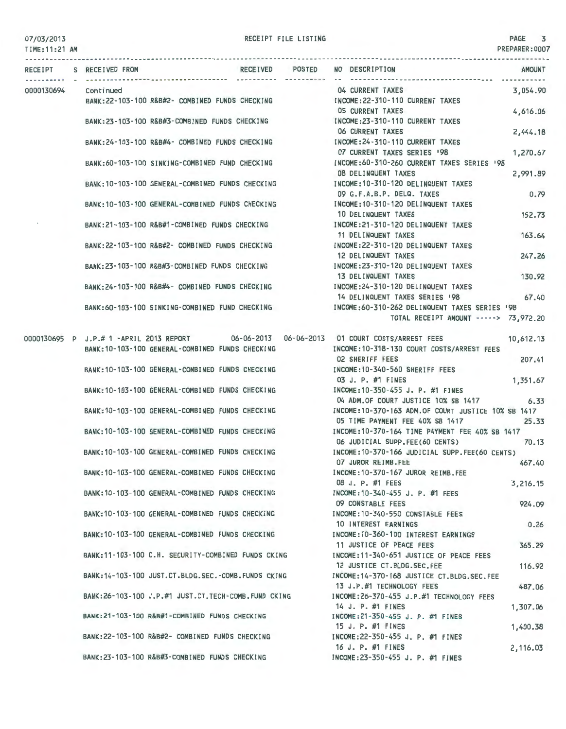07/03/2013 RECEIPT FILE LISTING
TIME:11:21 AM PREPARER:0007

| RECEIPT | S | RECEIVED FROM | RECEIVED | POSTED | NO | DESCRIPTION | AMOUNT |
|---|---|---|---|---|---|---|---|
| 0000130694 | | Continued | | | 04 | CURRENT TAXES | 3,054.90 |
| | | BANK:22-103-100 R&B#2- COMBINED FUNDS CHECKING | | | | INCOME:22-310-110 CURRENT TAXES | |
| | | | | | 05 | CURRENT TAXES | 4,616.06 |
| | | BANK:23-103-100 R&B#3-COMBINED FUNDS CHECKING | | | | INCOME:23-310-110 CURRENT TAXES | |
| | | | | | 06 | CURRENT TAXES | 2,444.18 |
| | | BANK:24-103-100 R&B#4- COMBINED FUNDS CHECKING | | | | INCOME:24-310-110 CURRENT TAXES | |
| | | | | | 07 | CURRENT TAXES SERIES '98 | 1,270.67 |
| | | BANK:60-103-100 SINKING-COMBINED FUND CHECKING | | | | INCOME:60-310-260 CURRENT TAXES SERIES '98 | |
| | | | | | 08 | DELINQUENT TAXES | 2,991.89 |
| | | BANK:10-103-100 GENERAL-COMBINED FUNDS CHECKING | | | | INCOME:10-310-120 DELINQUENT TAXES | |
| | | | | | 09 | G.F.A.B.P. DELQ. TAXES | 0.79 |
| | | BANK:10-103-100 GENERAL-COMBINED FUNDS CHECKING | | | | INCOME:10-310-120 DELINQUENT TAXES | |
| | | | | | 10 | DELINQUENT TAXES | 152.73 |
| | | BANK:21-103-100 R&B#1-COMBINED FUNDS CHECKING | | | | INCOME:21-310-120 DELINQUENT TAXES | |
| | | | | | 11 | DELINQUENT TAXES | 163.64 |
| | | BANK:22-103-100 R&B#2- COMBINED FUNDS CHECKING | | | | INCOME:22-310-120 DELINQUENT TAXES | |
| | | | | | 12 | DELINQUENT TAXES | 247.26 |
| | | BANK:23-103-100 R&B#3-COMBINED FUNDS CHECKING | | | | INCOME:23-310-120 DELINQUENT TAXES | |
| | | | | | 13 | DELINQUENT TAXES | 130.92 |
| | | BANK:24-103-100 R&B#4- COMBINED FUNDS CHECKING | | | | INCOME:24-310-120 DELINQUENT TAXES | |
| | | | | | 14 | DELINQUENT TAXES SERIES '98 | 67.40 |
| | | BANK:60-103-100 SINKING-COMBINED FUND CHECKING | | | | INCOME:60-310-262 DELINQUENT TAXES SERIES '98 | |
| | | | | | | TOTAL RECEIPT AMOUNT -----> | 73,972.20 |
| 0000130695 | P | J.P.# 1 -APRIL 2013 REPORT | 06-06-2013 | 06-06-2013 | 01 | COURT COSTS/ARREST FEES | 10,612.13 |
| | | BANK:10-103-100 GENERAL-COMBINED FUNDS CHECKING | | | | INCOME:10-318-130 COURT COSTS/ARREST FEES | |
| | | | | | 02 | SHERIFF FEES | 207.41 |
| | | BANK:10-103-100 GENERAL-COMBINED FUNDS CHECKING | | | | INCOME:10-340-560 SHERIFF FEES | |
| | | | | | 03 | J. P. #1 FINES | 1,351.67 |
| | | BANK:10-103-100 GENERAL-COMBINED FUNDS CHECKING | | | | INCOME:10-350-455 J. P. #1 FINES | |
| | | | | | 04 | ADM.OF COURT JUSTICE 10% SB 1417 | 6.33 |
| | | BANK:10-103-100 GENERAL-COMBINED FUNDS CHECKING | | | | INCOME:10-370-163 ADM.OF COURT JUSTICE 10% SB 1417 | |
| | | | | | 05 | TIME PAYMENT FEE 40% SB 1417 | 25.33 |
| | | BANK:10-103-100 GENERAL-COMBINED FUNDS CHECKING | | | | INCOME:10-370-164 TIME PAYMENT FEE 40% SB 1417 | |
| | | | | | 06 | JUDICIAL SUPP.FEE(60 CENTS) | 70.13 |
| | | BANK:10-103-100 GENERAL-COMBINED FUNDS CHECKING | | | | INCOME:10-370-166 JUDICIAL SUPP.FEE(60 CENTS) | |
| | | | | | 07 | JUROR REIMB.FEE | 467.40 |
| | | BANK:10-103-100 GENERAL-COMBINED FUNDS CHECKING | | | | INCOME:10-370-167 JUROR REIMB.FEE | |
| | | | | | 08 | J. P. #1 FEES | 3,216.15 |
| | | BANK:10-103-100 GENERAL-COMBINED FUNDS CHECKING | | | | INCOME:10-340-455 J. P. #1 FEES | |
| | | | | | 09 | CONSTABLE FEES | 924.09 |
| | | BANK:10-103-100 GENERAL-COMBINED FUNDS CHECKING | | | | INCOME:10-340-550 CONSTABLE FEES | |
| | | | | | 10 | INTEREST EARNINGS | 0.26 |
| | | BANK:10-103-100 GENERAL-COMBINED FUNDS CHECKING | | | | INCOME:10-360-100 INTEREST EARNINGS | |
| | | | | | 11 | JUSTICE OF PEACE FEES | 365.29 |
| | | BANK:11-103-100 C.H. SECURITY-COMBINED FUNDS CKING | | | | INCOME:11-340-651 JUSTICE OF PEACE FEES | |
| | | | | | 12 | JUSTICE CT.BLDG.SEC.FEE | 116.92 |
| | | BANK:14-103-100 JUST.CT.BLDG.SEC.-COMB.FUNDS CKING | | | | INCOME:14-370-168 JUSTICE CT.BLDG.SEC.FEE | |
| | | | | | 13 | J.P.#1 TECHNOLOGY FEES | 487.06 |
| | | BANK:26-103-100 J.P.#1 JUST.CT.TECH-COMB.FUND CKING | | | | INCOME:26-370-455 J.P.#1 TECHNOLOGY FEES | |
| | | | | | 14 | J. P. #1 FINES | 1,307.06 |
| | | BANK:21-103-100 R&B#1-COMBINED FUNDS CHECKING | | | | INCOME:21-350-455 J. P. #1 FINES | |
| | | | | | 15 | J. P. #1 FINES | 1,400.38 |
| | | BANK:22-103-100 R&B#2- COMBINED FUNDS CHECKING | | | | INCOME:22-350-455 J. P. #1 FINES | |
| | | | | | 16 | J. P. #1 FINES | 2,116.03 |
| | | BANK:23-103-100 R&B#3-COMBINED FUNDS CHECKING | | | | INCOME:23-350-455 J. P. #1 FINES | |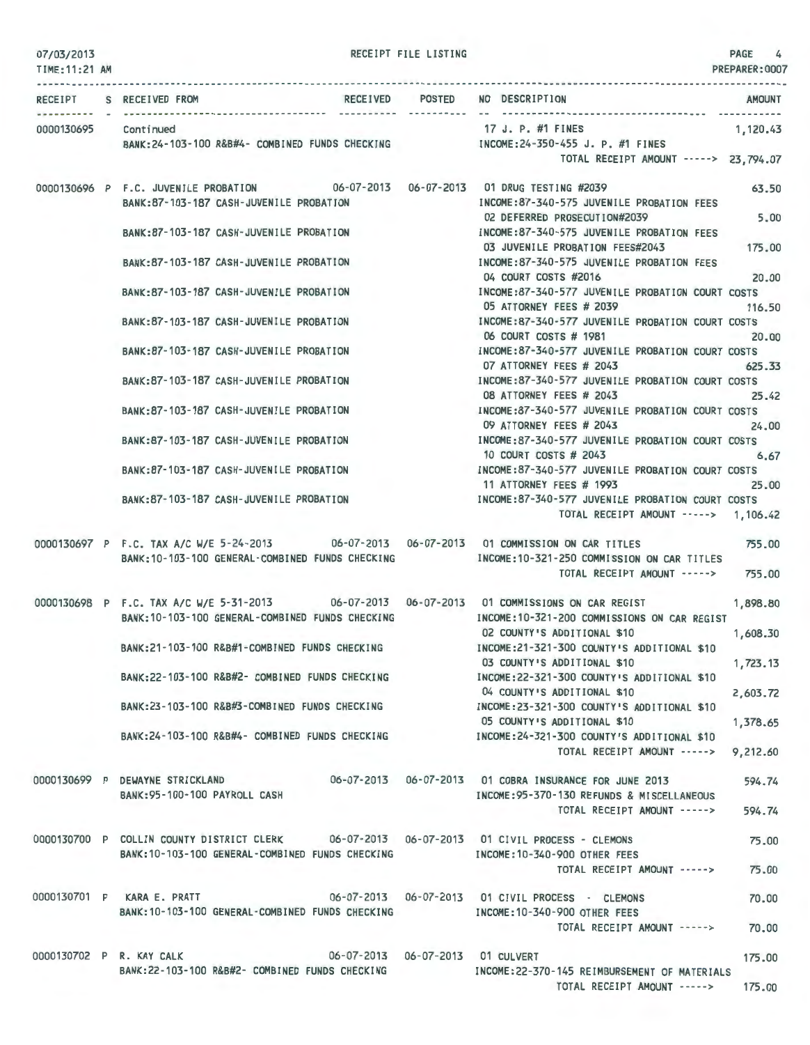| RECEIPT | S | RECEIVED FROM | RECEIVED | POSTED | NO | DESCRIPTION | AMOUNT |
|---|---|---|---|---|---|---|---|
| 0000130695 | | Continued | | | 17 | J. P. #1 FINES | 1,120.43 |
| | | BANK:24-103-100 R&B#4- COMBINED FUNDS CHECKING | | | | INCOME:24-350-455 J. P. #1 FINES | |
| | | | | | | TOTAL RECEIPT AMOUNT -----> | 23,794.07 |
| 0000130696 | P | F.C. JUVENILE PROBATION | 06-07-2013 | 06-07-2013 | 01 | DRUG TESTING #2039 | 63.50 |
| | | BANK:87-103-187 CASH-JUVENILE PROBATION | | | | INCOME:87-340-575 JUVENILE PROBATION FEES | |
| | | | | | 02 | DEFERRED PROSECUTION#2039 | 5.00 |
| | | BANK:87-103-187 CASH-JUVENILE PROBATION | | | | INCOME:87-340-575 JUVENILE PROBATION FEES | |
| | | | | | 03 | JUVENILE PROBATION FEES#2043 | 175.00 |
| | | BANK:87-103-187 CASH-JUVENILE PROBATION | | | | INCOME:87-340-575 JUVENILE PROBATION FEES | |
| | | | | | 04 | COURT COSTS #2016 | 20.00 |
| | | BANK:87-103-187 CASH-JUVENILE PROBATION | | | | INCOME:87-340-577 JUVENILE PROBATION COURT COSTS | |
| | | | | | 05 | ATTORNEY FEES # 2039 | 116.50 |
| | | BANK:87-103-187 CASH-JUVENILE PROBATION | | | | INCOME:87-340-577 JUVENILE PROBATION COURT COSTS | |
| | | | | | 06 | COURT COSTS # 1981 | 20.00 |
| | | BANK:87-103-187 CASH-JUVENILE PROBATION | | | | INCOME:87-340-577 JUVENILE PROBATION COURT COSTS | |
| | | | | | 07 | ATTORNEY FEES # 2043 | 625.33 |
| | | BANK:87-103-187 CASH-JUVENILE PROBATION | | | | INCOME:87-340-577 JUVENILE PROBATION COURT COSTS | |
| | | | | | 08 | ATTORNEY FEES # 2043 | 25.42 |
| | | BANK:87-103-187 CASH-JUVENILE PROBATION | | | | INCOME:87-340-577 JUVENILE PROBATION COURT COSTS | |
| | | | | | 09 | ATTORNEY FEES # 2043 | 24.00 |
| | | BANK:87-103-187 CASH-JUVENILE PROBATION | | | | INCOME:87-340-577 JUVENILE PROBATION COURT COSTS | |
| | | | | | 10 | COURT COSTS # 2043 | 6.67 |
| | | BANK:87-103-187 CASH-JUVENILE PROBATION | | | | INCOME:87-340-577 JUVENILE PROBATION COURT COSTS | |
| | | | | | 11 | ATTORNEY FEES # 1993 | 25.00 |
| | | BANK:87-103-187 CASH-JUVENILE PROBATION | | | | INCOME:87-340-577 JUVENILE PROBATION COURT COSTS | |
| | | | | | | TOTAL RECEIPT AMOUNT -----> | 1,106.42 |
| 0000130697 | P | F.C. TAX A/C W/E 5-24-2013 | 06-07-2013 | 06-07-2013 | 01 | COMMISSION ON CAR TITLES | 755.00 |
| | | BANK:10-103-100 GENERAL-COMBINED FUNDS CHECKING | | | | INCOME:10-321-250 COMMISSION ON CAR TITLES | |
| | | | | | | TOTAL RECEIPT AMOUNT -----> | 755.00 |
| 0000130698 | P | F.C. TAX A/C W/E 5-31-2013 | 06-07-2013 | 06-07-2013 | 01 | COMMISSIONS ON CAR REGIST | 1,898.80 |
| | | BANK:10-103-100 GENERAL-COMBINED FUNDS CHECKING | | | | INCOME:10-321-200 COMMISSIONS ON CAR REGIST | |
| | | | | | 02 | COUNTY'S ADDITIONAL $10 | 1,608.30 |
| | | BANK:21-103-100 R&B#1-COMBINED FUNDS CHECKING | | | | INCOME:21-321-300 COUNTY'S ADDITIONAL $10 | |
| | | | | | 03 | COUNTY'S ADDITIONAL $10 | 1,723.13 |
| | | BANK:22-103-100 R&B#2- COMBINED FUNDS CHECKING | | | | INCOME:22-321-300 COUNTY'S ADDITIONAL $10 | |
| | | | | | 04 | COUNTY'S ADDITIONAL $10 | 2,603.72 |
| | | BANK:23-103-100 R&B#3-COMBINED FUNDS CHECKING | | | | INCOME:23-321-300 COUNTY'S ADDITIONAL $10 | |
| | | | | | 05 | COUNTY'S ADDITIONAL $10 | 1,378.65 |
| | | BANK:24-103-100 R&B#4- COMBINED FUNDS CHECKING | | | | INCOME:24-321-300 COUNTY'S ADDITIONAL $10 | |
| | | | | | | TOTAL RECEIPT AMOUNT -----> | 9,212.60 |
| 0000130699 | P | DEWAYNE STRICKLAND | 06-07-2013 | 06-07-2013 | 01 | COBRA INSURANCE FOR JUNE 2013 | 594.74 |
| | | BANK:95-100-100 PAYROLL CASH | | | | INCOME:95-370-130 REFUNDS & MISCELLANEOUS | |
| | | | | | | TOTAL RECEIPT AMOUNT -----> | 594.74 |
| 0000130700 | P | COLLIN COUNTY DISTRICT CLERK | 06-07-2013 | 06-07-2013 | 01 | CIVIL PROCESS - CLEMONS | 75.00 |
| | | BANK:10-103-100 GENERAL-COMBINED FUNDS CHECKING | | | | INCOME:10-340-900 OTHER FEES | |
| | | | | | | TOTAL RECEIPT AMOUNT -----> | 75.00 |
| 0000130701 | P | KARA E. PRATT | 06-07-2013 | 06-07-2013 | 01 | CIVIL PROCESS - CLEMONS | 70.00 |
| | | BANK:10-103-100 GENERAL-COMBINED FUNDS CHECKING | | | | INCOME:10-340-900 OTHER FEES | |
| | | | | | | TOTAL RECEIPT AMOUNT -----> | 70.00 |
| 0000130702 | P | R. KAY CALK | 06-07-2013 | 06-07-2013 | 01 | CULVERT | 175.00 |
| | | BANK:22-103-100 R&B#2- COMBINED FUNDS CHECKING | | | | INCOME:22-370-145 REIMBURSEMENT OF MATERIALS | |
| | | | | | | TOTAL RECEIPT AMOUNT -----> | 175.00 |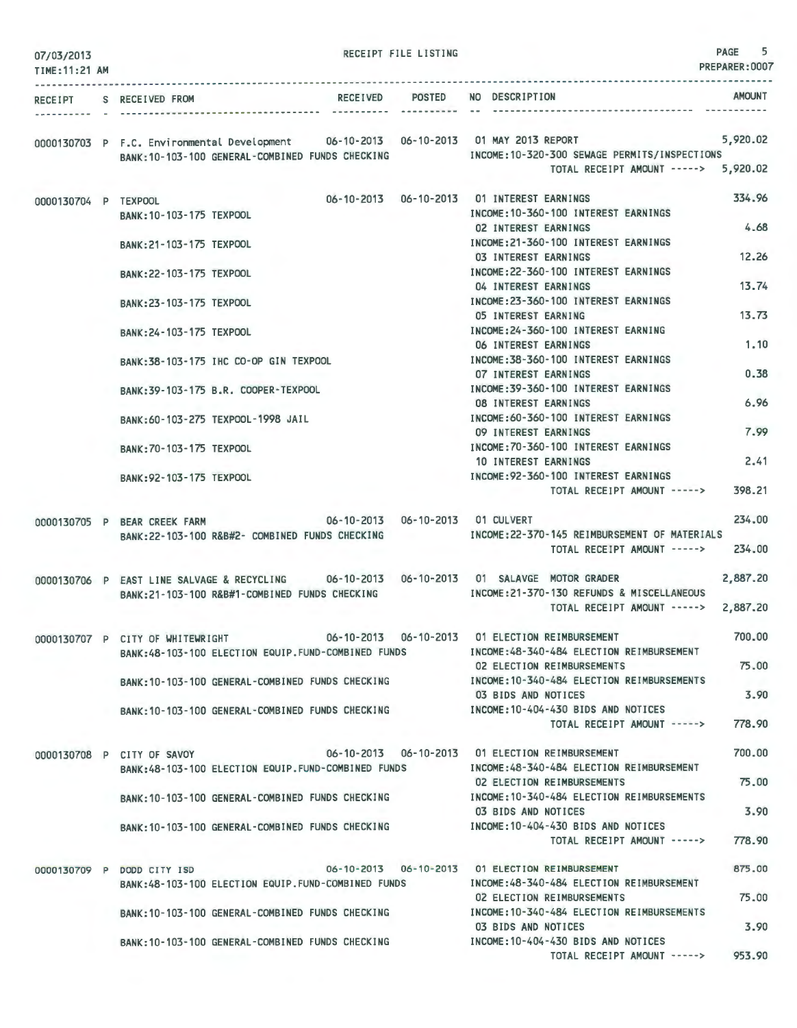07/03/2013 — RECEIPT FILE LISTING — PREPARER:0007

TIME:11:21 AM

| RECEIPT | S | RECEIVED FROM | RECEIVED | POSTED | NO | DESCRIPTION | AMOUNT |
|---|---|---|---|---|---|---|---|
| 0000130703 | P | F.C. Environmental Development | 06-10-2013 | 06-10-2013 | 01 | MAY 2013 REPORT | 5,920.02 |
| | | BANK:10-103-100 GENERAL-COMBINED FUNDS CHECKING | | | | INCOME:10-320-300 SEWAGE PERMITS/INSPECTIONS | |
| | | | | | | TOTAL RECEIPT AMOUNT -----> | 5,920.02 |
| 0000130704 | P | TEXPOOL | 06-10-2013 | 06-10-2013 | 01 | INTEREST EARNINGS | 334.96 |
| | | BANK:10-103-175 TEXPOOL | | | | INCOME:10-360-100 INTEREST EARNINGS | |
| | | | | | 02 | INTEREST EARNINGS | 4.68 |
| | | BANK:21-103-175 TEXPOOL | | | | INCOME:21-360-100 INTEREST EARNINGS | |
| | | | | | 03 | INTEREST EARNINGS | 12.26 |
| | | BANK:22-103-175 TEXPOOL | | | | INCOME:22-360-100 INTEREST EARNINGS | |
| | | | | | 04 | INTEREST EARNINGS | 13.74 |
| | | BANK:23-103-175 TEXPOOL | | | | INCOME:23-360-100 INTEREST EARNINGS | |
| | | | | | 05 | INTEREST EARNING | 13.73 |
| | | BANK:24-103-175 TEXPOOL | | | | INCOME:24-360-100 INTEREST EARNING | |
| | | | | | 06 | INTEREST EARNINGS | 1.10 |
| | | BANK:38-103-175 IHC CO-OP GIN TEXPOOL | | | | INCOME:38-360-100 INTEREST EARNINGS | |
| | | | | | 07 | INTEREST EARNINGS | 0.38 |
| | | BANK:39-103-175 B.R. COOPER-TEXPOOL | | | | INCOME:39-360-100 INTEREST EARNINGS | |
| | | | | | 08 | INTEREST EARNINGS | 6.96 |
| | | BANK:60-103-275 TEXPOOL-1998 JAIL | | | | INCOME:60-360-100 INTEREST EARNINGS | |
| | | | | | 09 | INTEREST EARNINGS | 7.99 |
| | | BANK:70-103-175 TEXPOOL | | | | INCOME:70-360-100 INTEREST EARNINGS | |
| | | | | | 10 | INTEREST EARNINGS | 2.41 |
| | | BANK:92-103-175 TEXPOOL | | | | INCOME:92-360-100 INTEREST EARNINGS | |
| | | | | | | TOTAL RECEIPT AMOUNT -----> | 398.21 |
| 0000130705 | P | BEAR CREEK FARM | 06-10-2013 | 06-10-2013 | 01 | CULVERT | 234.00 |
| | | BANK:22-103-100 R&B#2- COMBINED FUNDS CHECKING | | | | INCOME:22-370-145 REIMBURSEMENT OF MATERIALS | |
| | | | | | | TOTAL RECEIPT AMOUNT -----> | 234.00 |
| 0000130706 | P | EAST LINE SALVAGE & RECYCLING | 06-10-2013 | 06-10-2013 | 01 | SALVAGE MOTOR GRADER | 2,887.20 |
| | | BANK:21-103-100 R&B#1-COMBINED FUNDS CHECKING | | | | INCOME:21-370-130 REFUNDS & MISCELLANEOUS | |
| | | | | | | TOTAL RECEIPT AMOUNT -----> | 2,887.20 |
| 0000130707 | P | CITY OF WHITEWRIGHT | 06-10-2013 | 06-10-2013 | 01 | ELECTION REIMBURSEMENT | 700.00 |
| | | BANK:48-103-100 ELECTION EQUIP.FUND-COMBINED FUNDS | | | | INCOME:48-340-484 ELECTION REIMBURSEMENT | |
| | | | | | 02 | ELECTION REIMBURSEMENTS | 75.00 |
| | | BANK:10-103-100 GENERAL-COMBINED FUNDS CHECKING | | | | INCOME:10-340-484 ELECTION REIMBURSEMENTS | |
| | | | | | 03 | BIDS AND NOTICES | 3.90 |
| | | BANK:10-103-100 GENERAL-COMBINED FUNDS CHECKING | | | | INCOME:10-404-430 BIDS AND NOTICES | |
| | | | | | | TOTAL RECEIPT AMOUNT -----> | 778.90 |
| 0000130708 | P | CITY OF SAVOY | 06-10-2013 | 06-10-2013 | 01 | ELECTION REIMBURSEMENT | 700.00 |
| | | BANK:48-103-100 ELECTION EQUIP.FUND-COMBINED FUNDS | | | | INCOME:48-340-484 ELECTION REIMBURSEMENT | |
| | | | | | 02 | ELECTION REIMBURSEMENTS | 75.00 |
| | | BANK:10-103-100 GENERAL-COMBINED FUNDS CHECKING | | | | INCOME:10-340-484 ELECTION REIMBURSEMENTS | |
| | | | | | 03 | BIDS AND NOTICES | 3.90 |
| | | BANK:10-103-100 GENERAL-COMBINED FUNDS CHECKING | | | | INCOME:10-404-430 BIDS AND NOTICES | |
| | | | | | | TOTAL RECEIPT AMOUNT -----> | 778.90 |
| 0000130709 | P | DODD CITY ISD | 06-10-2013 | 06-10-2013 | 01 | ELECTION REIMBURSEMENT | 875.00 |
| | | BANK:48-103-100 ELECTION EQUIP.FUND-COMBINED FUNDS | | | | INCOME:48-340-484 ELECTION REIMBURSEMENT | |
| | | | | | 02 | ELECTION REIMBURSEMENTS | 75.00 |
| | | BANK:10-103-100 GENERAL-COMBINED FUNDS CHECKING | | | | INCOME:10-340-484 ELECTION REIMBURSEMENTS | |
| | | | | | 03 | BIDS AND NOTICES | 3.90 |
| | | BANK:10-103-100 GENERAL-COMBINED FUNDS CHECKING | | | | INCOME:10-404-430 BIDS AND NOTICES | |
| | | | | | | TOTAL RECEIPT AMOUNT -----> | 953.90 |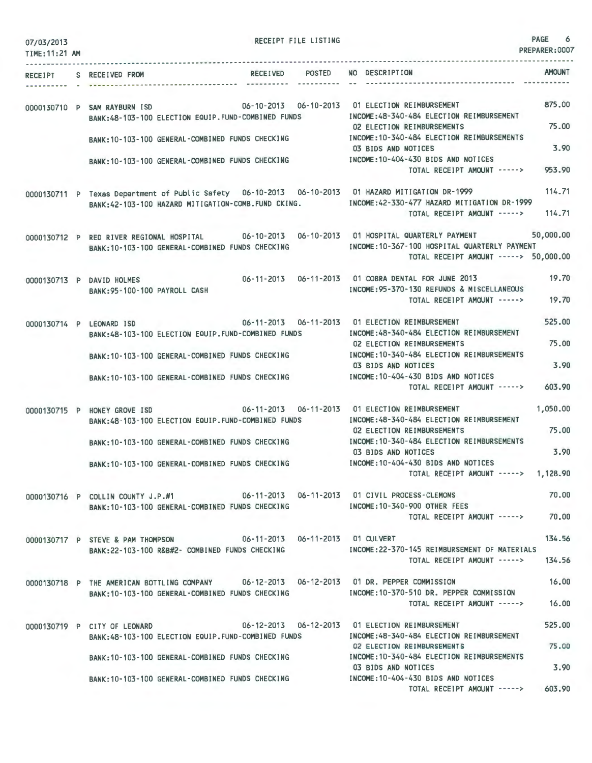RECEIPT FILE LISTING

07/03/2013
TIME:11:21 AM

PREPARER:0007

| RECEIPT | S | RECEIVED FROM | RECEIVED | POSTED | NO DESCRIPTION | AMOUNT |
|---|---|---|---|---|---|---|
| 0000130710 | P | SAM RAYBURN ISD | 06-10-2013 | 06-10-2013 | 01 ELECTION REIMBURSEMENT | 875.00 |
| | | BANK:48-103-100 ELECTION EQUIP.FUND-COMBINED FUNDS | | | INCOME:48-340-484 ELECTION REIMBURSEMENT | |
| | | | | | 02 ELECTION REIMBURSEMENTS | 75.00 |
| | | BANK:10-103-100 GENERAL-COMBINED FUNDS CHECKING | | | INCOME:10-340-484 ELECTION REIMBURSEMENTS | |
| | | | | | 03 BIDS AND NOTICES | 3.90 |
| | | BANK:10-103-100 GENERAL-COMBINED FUNDS CHECKING | | | INCOME:10-404-430 BIDS AND NOTICES | |
| | | | | | TOTAL RECEIPT AMOUNT -----> | 953.90 |
| 0000130711 | P | Texas Department of Public Safety | 06-10-2013 | 06-10-2013 | 01 HAZARD MITIGATION DR-1999 | 114.71 |
| | | BANK:42-103-100 HAZARD MITIGATION-COMB.FUND CKING. | | | INCOME:42-330-477 HAZARD MITIGATION DR-1999 | |
| | | | | | TOTAL RECEIPT AMOUNT -----> | 114.71 |
| 0000130712 | P | RED RIVER REGIONAL HOSPITAL | 06-10-2013 | 06-10-2013 | 01 HOSPITAL QUARTERLY PAYMENT | 50,000.00 |
| | | BANK:10-103-100 GENERAL-COMBINED FUNDS CHECKING | | | INCOME:10-367-100 HOSPITAL QUARTERLY PAYMENT | |
| | | | | | TOTAL RECEIPT AMOUNT -----> | 50,000.00 |
| 0000130713 | P | DAVID HOLMES | 06-11-2013 | 06-11-2013 | 01 COBRA DENTAL FOR JUNE 2013 | 19.70 |
| | | BANK:95-100-100 PAYROLL CASH | | | INCOME:95-370-130 REFUNDS & MISCELLANEOUS | |
| | | | | | TOTAL RECEIPT AMOUNT -----> | 19.70 |
| 0000130714 | P | LEONARD ISD | 06-11-2013 | 06-11-2013 | 01 ELECTION REIMBURSEMENT | 525.00 |
| | | BANK:48-103-100 ELECTION EQUIP.FUND-COMBINED FUNDS | | | INCOME:48-340-484 ELECTION REIMBURSEMENT | |
| | | | | | 02 ELECTION REIMBURSEMENTS | 75.00 |
| | | BANK:10-103-100 GENERAL-COMBINED FUNDS CHECKING | | | INCOME:10-340-484 ELECTION REIMBURSEMENTS | |
| | | | | | 03 BIDS AND NOTICES | 3.90 |
| | | BANK:10-103-100 GENERAL-COMBINED FUNDS CHECKING | | | INCOME:10-404-430 BIDS AND NOTICES | |
| | | | | | TOTAL RECEIPT AMOUNT -----> | 603.90 |
| 0000130715 | P | HONEY GROVE ISD | 06-11-2013 | 06-11-2013 | 01 ELECTION REIMBURSEMENT | 1,050.00 |
| | | BANK:48-103-100 ELECTION EQUIP.FUND-COMBINED FUNDS | | | INCOME:48-340-484 ELECTION REIMBURSEMENT | |
| | | | | | 02 ELECTION REIMBURSEMENTS | 75.00 |
| | | BANK:10-103-100 GENERAL-COMBINED FUNDS CHECKING | | | INCOME:10-340-484 ELECTION REIMBURSEMENTS | |
| | | | | | 03 BIDS AND NOTICES | 3.90 |
| | | BANK:10-103-100 GENERAL-COMBINED FUNDS CHECKING | | | INCOME:10-404-430 BIDS AND NOTICES | |
| | | | | | TOTAL RECEIPT AMOUNT -----> | 1,128.90 |
| 0000130716 | P | COLLIN COUNTY J.P.#1 | 06-11-2013 | 06-11-2013 | 01 CIVIL PROCESS-CLEMONS | 70.00 |
| | | BANK:10-103-100 GENERAL-COMBINED FUNDS CHECKING | | | INCOME:10-340-900 OTHER FEES | |
| | | | | | TOTAL RECEIPT AMOUNT -----> | 70.00 |
| 0000130717 | P | STEVE & PAM THOMPSON | 06-11-2013 | 06-11-2013 | 01 CULVERT | 134.56 |
| | | BANK:22-103-100 R&B#2- COMBINED FUNDS CHECKING | | | INCOME:22-370-145 REIMBURSEMENT OF MATERIALS | |
| | | | | | TOTAL RECEIPT AMOUNT -----> | 134.56 |
| 0000130718 | P | THE AMERICAN BOTTLING COMPANY | 06-12-2013 | 06-12-2013 | 01 DR. PEPPER COMMISSION | 16.00 |
| | | BANK:10-103-100 GENERAL-COMBINED FUNDS CHECKING | | | INCOME:10-370-510 DR. PEPPER COMMISSION | |
| | | | | | TOTAL RECEIPT AMOUNT -----> | 16.00 |
| 0000130719 | P | CITY OF LEONARD | 06-12-2013 | 06-12-2013 | 01 ELECTION REIMBURSEMENT | 525.00 |
| | | BANK:48-103-100 ELECTION EQUIP.FUND-COMBINED FUNDS | | | INCOME:48-340-484 ELECTION REIMBURSEMENT | |
| | | | | | 02 ELECTION REIMBURSEMENTS | 75.00 |
| | | BANK:10-103-100 GENERAL-COMBINED FUNDS CHECKING | | | INCOME:10-340-484 ELECTION REIMBURSEMENTS | |
| | | | | | 03 BIDS AND NOTICES | 3.90 |
| | | BANK:10-103-100 GENERAL-COMBINED FUNDS CHECKING | | | INCOME:10-404-430 BIDS AND NOTICES | |
| | | | | | TOTAL RECEIPT AMOUNT -----> | 603.90 |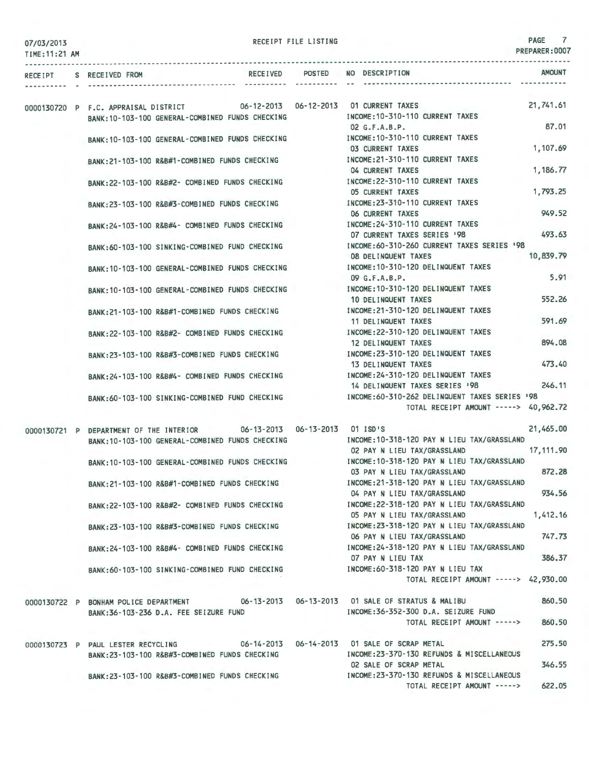07/03/2013 RECEIPT FILE LISTING PAGE 7
TIME:11:21 AM PREPARER:0007

| RECEIPT | S | RECEIVED FROM | RECEIVED | POSTED | NO | DESCRIPTION | AMOUNT |
|---|---|---|---|---|---|---|---|
| 0000130720 | P | F.C. APPRAISAL DISTRICT | 06-12-2013 | 06-12-2013 | 01 | CURRENT TAXES | 21,741.61 |
| | | BANK:10-103-100 GENERAL-COMBINED FUNDS CHECKING | | | | INCOME:10-310-110 CURRENT TAXES | |
| | | | | | 02 | G.F.A.B.P. | 87.01 |
| | | BANK:10-103-100 GENERAL-COMBINED FUNDS CHECKING | | | | INCOME:10-310-110 CURRENT TAXES | |
| | | | | | 03 | CURRENT TAXES | 1,107.69 |
| | | BANK:21-103-100 R&B#1-COMBINED FUNDS CHECKING | | | | INCOME:21-310-110 CURRENT TAXES | |
| | | | | | 04 | CURRENT TAXES | 1,186.77 |
| | | BANK:22-103-100 R&B#2- COMBINED FUNDS CHECKING | | | | INCOME:22-310-110 CURRENT TAXES | |
| | | | | | 05 | CURRENT TAXES | 1,793.25 |
| | | BANK:23-103-100 R&B#3-COMBINED FUNDS CHECKING | | | | INCOME:23-310-110 CURRENT TAXES | |
| | | | | | 06 | CURRENT TAXES | 949.52 |
| | | BANK:24-103-100 R&B#4- COMBINED FUNDS CHECKING | | | | INCOME:24-310-110 CURRENT TAXES | |
| | | | | | 07 | CURRENT TAXES SERIES '98 | 493.63 |
| | | BANK:60-103-100 SINKING-COMBINED FUND CHECKING | | | | INCOME:60-310-260 CURRENT TAXES SERIES '98 | |
| | | | | | 08 | DELINQUENT TAXES | 10,839.79 |
| | | BANK:10-103-100 GENERAL-COMBINED FUNDS CHECKING | | | | INCOME:10-310-120 DELINQUENT TAXES | |
| | | | | | 09 | G.F.A.B.P. | 5.91 |
| | | BANK:10-103-100 GENERAL-COMBINED FUNDS CHECKING | | | | INCOME:10-310-120 DELINQUENT TAXES | |
| | | | | | 10 | DELINQUENT TAXES | 552.26 |
| | | BANK:21-103-100 R&B#1-COMBINED FUNDS CHECKING | | | | INCOME:21-310-120 DELINQUENT TAXES | |
| | | | | | 11 | DELINQUENT TAXES | 591.69 |
| | | BANK:22-103-100 R&B#2- COMBINED FUNDS CHECKING | | | | INCOME:22-310-120 DELINQUENT TAXES | |
| | | | | | 12 | DELINQUENT TAXES | 894.08 |
| | | BANK:23-103-100 R&B#3-COMBINED FUNDS CHECKING | | | | INCOME:23-310-120 DELINQUENT TAXES | |
| | | | | | 13 | DELINQUENT TAXES | 473.40 |
| | | BANK:24-103-100 R&B#4- COMBINED FUNDS CHECKING | | | | INCOME:24-310-120 DELINQUENT TAXES | |
| | | | | | 14 | DELINQUENT TAXES SERIES '98 | 246.11 |
| | | BANK:60-103-100 SINKING-COMBINED FUND CHECKING | | | | INCOME:60-310-262 DELINQUENT TAXES SERIES '98 | |
| | | | | | | TOTAL RECEIPT AMOUNT -----> | 40,962.72 |
| 0000130721 | P | DEPARTMENT OF THE INTERIOR | 06-13-2013 | 06-13-2013 | 01 | ISD'S | 21,465.00 |
| | | BANK:10-103-100 GENERAL-COMBINED FUNDS CHECKING | | | | INCOME:10-318-120 PAY N LIEU TAX/GRASSLAND | |
| | | | | | 02 | PAY N LIEU TAX/GRASSLAND | 17,111.90 |
| | | BANK:10-103-100 GENERAL-COMBINED FUNDS CHECKING | | | | INCOME:10-318-120 PAY N LIEU TAX/GRASSLAND | |
| | | | | | 03 | PAY N LIEU TAX/GRASSLAND | 872.28 |
| | | BANK:21-103-100 R&B#1-COMBINED FUNDS CHECKING | | | | INCOME:21-318-120 PAY N LIEU TAX/GRASSLAND | |
| | | | | | 04 | PAY N LIEU TAX/GRASSLAND | 934.56 |
| | | BANK:22-103-100 R&B#2- COMBINED FUNDS CHECKING | | | | INCOME:22-318-120 PAY N LIEU TAX/GRASSLAND | |
| | | | | | 05 | PAY N LIEU TAX/GRASSLAND | 1,412.16 |
| | | BANK:23-103-100 R&B#3-COMBINED FUNDS CHECKING | | | | INCOME:23-318-120 PAY N LIEU TAX/GRASSLAND | |
| | | | | | 06 | PAY N LIEU TAX/GRASSLAND | 747.73 |
| | | BANK:24-103-100 R&B#4- COMBINED FUNDS CHECKING | | | | INCOME:24-318-120 PAY N LIEU TAX/GRASSLAND | |
| | | | | | 07 | PAY N LIEU TAX | 386.37 |
| | | BANK:60-103-100 SINKING-COMBINED FUND CHECKING | | | | INCOME:60-318-120 PAY N LIEU TAX | |
| | | | | | | TOTAL RECEIPT AMOUNT -----> | 42,930.00 |
| 0000130722 | P | BONHAM POLICE DEPARTMENT | 06-13-2013 | 06-13-2013 | 01 | SALE OF STRATUS & MALIBU | 860.50 |
| | | BANK:36-103-236 D.A. FEE SEIZURE FUND | | | | INCOME:36-352-300 D.A. SEIZURE FUND | |
| | | | | | | TOTAL RECEIPT AMOUNT -----> | 860.50 |
| 0000130723 | P | PAUL LESTER RECYCLING | 06-14-2013 | 06-14-2013 | 01 | SALE OF SCRAP METAL | 275.50 |
| | | BANK:23-103-100 R&B#3-COMBINED FUNDS CHECKING | | | | INCOME:23-370-130 REFUNDS & MISCELLANEOUS | |
| | | | | | 02 | SALE OF SCRAP METAL | 346.55 |
| | | BANK:23-103-100 R&B#3-COMBINED FUNDS CHECKING | | | | INCOME:23-370-130 REFUNDS & MISCELLANEOUS | |
| | | | | | | TOTAL RECEIPT AMOUNT -----> | 622.05 |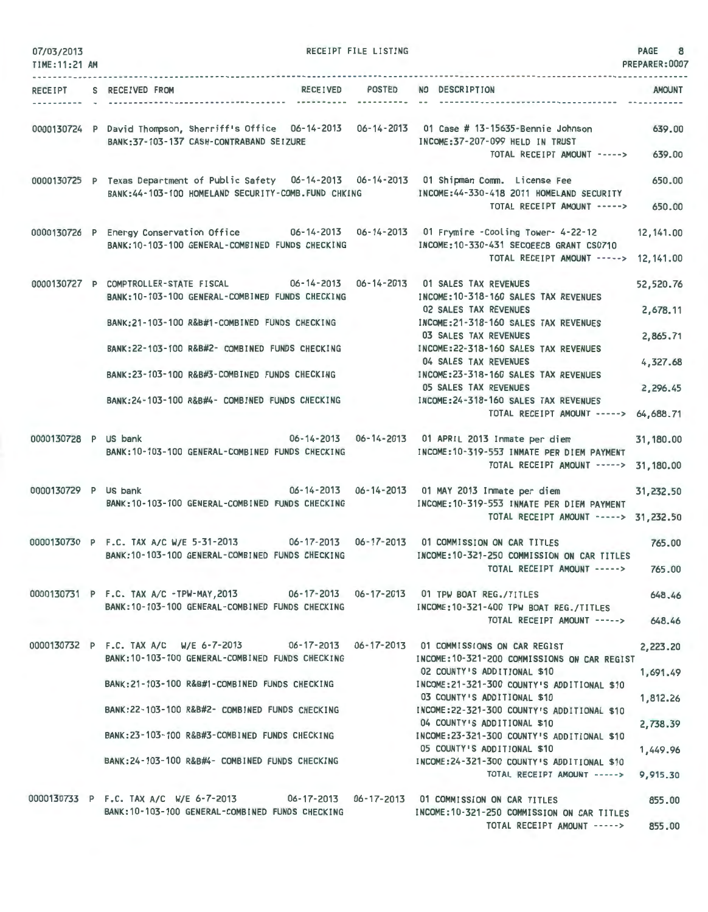RECEIPT FILE LISTING

07/03/2013
TIME:11:21 AM

PREPARER:0007

| RECEIPT | S | RECEIVED FROM | RECEIVED | POSTED | NO | DESCRIPTION | AMOUNT |
|---|---|---|---|---|---|---|---|
| 0000130724 | P | David Thompson, Sherriff's Office | 06-14-2013 | 06-14-2013 | 01 | Case # 13-15635-Bennie Johnson | 639.00 |
| | | BANK:37-103-137 CASH-CONTRABAND SEIZURE | | | | INCOME:37-207-099 HELD IN TRUST | |
| | | | | | | TOTAL RECEIPT AMOUNT -----> | 639.00 |
| 0000130725 | P | Texas Department of Public Safety | 06-14-2013 | 06-14-2013 | 01 | Shipman Comm. License Fee | 650.00 |
| | | BANK:44-103-100 HOMELAND SECURITY-COMB.FUND CHKING | | | | INCOME:44-330-418 2011 HOMELAND SECURITY | |
| | | | | | | TOTAL RECEIPT AMOUNT -----> | 650.00 |
| 0000130726 | P | Energy Conservation Office | 06-14-2013 | 06-14-2013 | 01 | Frymire -Cooling Tower- 4-22-12 | 12,141.00 |
| | | BANK:10-103-100 GENERAL-COMBINED FUNDS CHECKING | | | | INCOME:10-330-431 SECOEECB GRANT CS0710 | |
| | | | | | | TOTAL RECEIPT AMOUNT -----> | 12,141.00 |
| 0000130727 | P | COMPTROLLER-STATE FISCAL | 06-14-2013 | 06-14-2013 | 01 | SALES TAX REVENUES | 52,520.76 |
| | | BANK:10-103-100 GENERAL-COMBINED FUNDS CHECKING | | | | INCOME:10-318-160 SALES TAX REVENUES | |
| | | | | | 02 | SALES TAX REVENUES | 2,678.11 |
| | | BANK:21-103-100 R&B#1-COMBINED FUNDS CHECKING | | | | INCOME:21-318-160 SALES TAX REVENUES | |
| | | | | | 03 | SALES TAX REVENUES | 2,865.71 |
| | | BANK:22-103-100 R&B#2- COMBINED FUNDS CHECKING | | | | INCOME:22-318-160 SALES TAX REVENUES | |
| | | | | | 04 | SALES TAX REVENUES | 4,327.68 |
| | | BANK:23-103-100 R&B#3-COMBINED FUNDS CHECKING | | | | INCOME:23-318-160 SALES TAX REVENUES | |
| | | | | | 05 | SALES TAX REVENUES | 2,296.45 |
| | | BANK:24-103-100 R&B#4- COMBINED FUNDS CHECKING | | | | INCOME:24-318-160 SALES TAX REVENUES | |
| | | | | | | TOTAL RECEIPT AMOUNT -----> | 64,688.71 |
| 0000130728 | P | US bank | 06-14-2013 | 06-14-2013 | 01 | APRIL 2013 Inmate per diem | 31,180.00 |
| | | BANK:10-103-100 GENERAL-COMBINED FUNDS CHECKING | | | | INCOME:10-319-553 INMATE PER DIEM PAYMENT | |
| | | | | | | TOTAL RECEIPT AMOUNT -----> | 31,180.00 |
| 0000130729 | P | US bank | 06-14-2013 | 06-14-2013 | 01 | MAY 2013 Inmate per diem | 31,232.50 |
| | | BANK:10-103-100 GENERAL-COMBINED FUNDS CHECKING | | | | INCOME:10-319-553 INMATE PER DIEM PAYMENT | |
| | | | | | | TOTAL RECEIPT AMOUNT -----> | 31,232.50 |
| 0000130730 | P | F.C. TAX A/C W/E 5-31-2013 | 06-17-2013 | 06-17-2013 | 01 | COMMISSION ON CAR TITLES | 765.00 |
| | | BANK:10-103-100 GENERAL-COMBINED FUNDS CHECKING | | | | INCOME:10-321-250 COMMISSION ON CAR TITLES | |
| | | | | | | TOTAL RECEIPT AMOUNT -----> | 765.00 |
| 0000130731 | P | F.C. TAX A/C -TPW-MAY,2013 | 06-17-2013 | 06-17-2013 | 01 | TPW BOAT REG./TITLES | 648.46 |
| | | BANK:10-103-100 GENERAL-COMBINED FUNDS CHECKING | | | | INCOME:10-321-400 TPW BOAT REG./TITLES | |
| | | | | | | TOTAL RECEIPT AMOUNT -----> | 648.46 |
| 0000130732 | P | F.C. TAX A/C W/E 6-7-2013 | 06-17-2013 | 06-17-2013 | 01 | COMMISSIONS ON CAR REGIST | 2,223.20 |
| | | BANK:10-103-100 GENERAL-COMBINED FUNDS CHECKING | | | | INCOME:10-321-200 COMMISSIONS ON CAR REGIST | |
| | | | | | 02 | COUNTY'S ADDITIONAL $10 | 1,691.49 |
| | | BANK:21-103-100 R&B#1-COMBINED FUNDS CHECKING | | | | INCOME:21-321-300 COUNTY'S ADDITIONAL $10 | |
| | | | | | 03 | COUNTY'S ADDITIONAL $10 | 1,812.26 |
| | | BANK:22-103-100 R&B#2- COMBINED FUNDS CHECKING | | | | INCOME:22-321-300 COUNTY'S ADDITIONAL $10 | |
| | | | | | 04 | COUNTY'S ADDITIONAL $10 | 2,738.39 |
| | | BANK:23-103-100 R&B#3-COMBINED FUNDS CHECKING | | | | INCOME:23-321-300 COUNTY'S ADDITIONAL $10 | |
| | | | | | 05 | COUNTY'S ADDITIONAL $10 | 1,449.96 |
| | | BANK:24-103-100 R&B#4- COMBINED FUNDS CHECKING | | | | INCOME:24-321-300 COUNTY'S ADDITIONAL $10 | |
| | | | | | | TOTAL RECEIPT AMOUNT -----> | 9,915.30 |
| 0000130733 | P | F.C. TAX A/C W/E 6-7-2013 | 06-17-2013 | 06-17-2013 | 01 | COMMISSION ON CAR TITLES | 855.00 |
| | | BANK:10-103-100 GENERAL-COMBINED FUNDS CHECKING | | | | INCOME:10-321-250 COMMISSION ON CAR TITLES | |
| | | | | | | TOTAL RECEIPT AMOUNT -----> | 855.00 |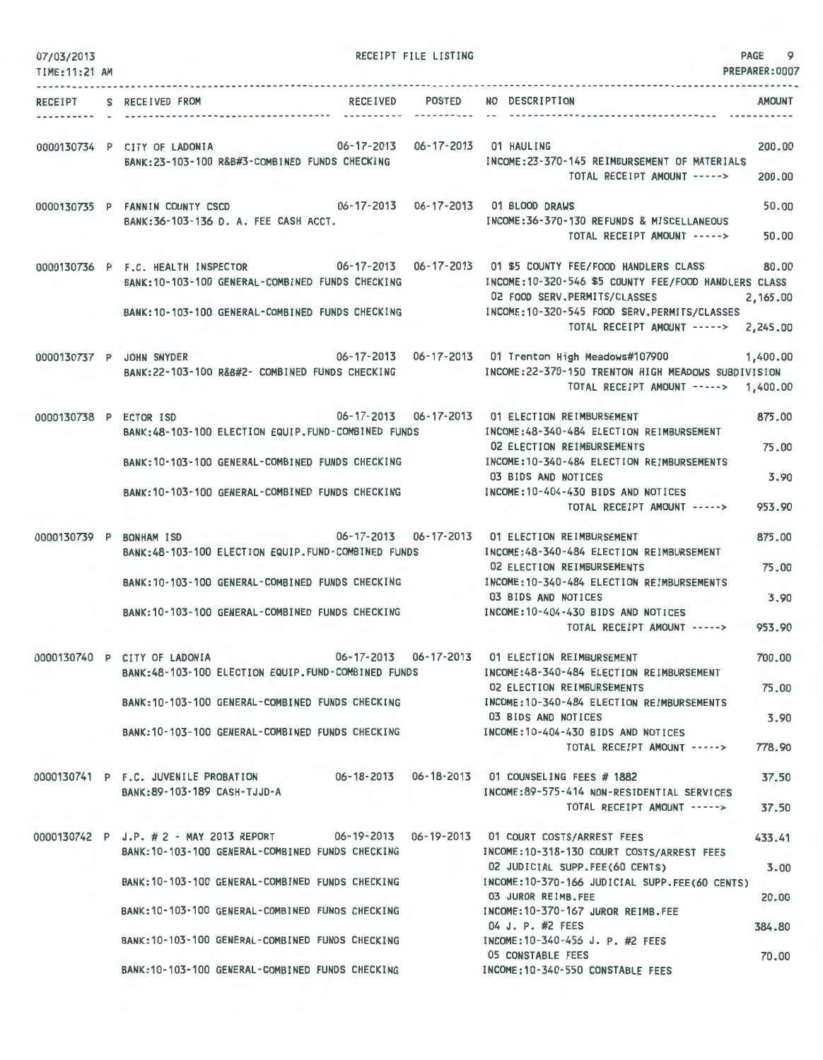07/03/2013 RECEIPT FILE LISTING PAGE 9
TIME:11:21 AM PREPARER:0007

| RECEIPT | S | RECEIVED FROM | RECEIVED | POSTED | NO | DESCRIPTION | AMOUNT |
|---|---|---|---|---|---|---|---|
| 0000130734 | P | CITY OF LADONIA | 06-17-2013 | 06-17-2013 | 01 | HAULING | 200.00 |
| | | BANK:23-103-100 R&B#3-COMBINED FUNDS CHECKING | | | | INCOME:23-370-145 REIMBURSEMENT OF MATERIALS | |
| | | | | | | TOTAL RECEIPT AMOUNT -----> | 200.00 |
| 0000130735 | P | FANNIN COUNTY CSCD | 06-17-2013 | 06-17-2013 | 01 | BLOOD DRAWS | 50.00 |
| | | BANK:36-103-136 D. A. FEE CASH ACCT. | | | | INCOME:36-370-130 REFUNDS & MISCELLANEOUS | |
| | | | | | | TOTAL RECEIPT AMOUNT -----> | 50.00 |
| 0000130736 | P | F.C. HEALTH INSPECTOR | 06-17-2013 | 06-17-2013 | 01 | $5 COUNTY FEE/FOOD HANDLERS CLASS | 80.00 |
| | | BANK:10-103-100 GENERAL-COMBINED FUNDS CHECKING | | | | INCOME:10-320-546 $5 COUNTY FEE/FOOD HANDLERS CLASS | |
| | | | | | 02 | FOOD SERV.PERMITS/CLASSES | 2,165.00 |
| | | BANK:10-103-100 GENERAL-COMBINED FUNDS CHECKING | | | | INCOME:10-320-545 FOOD SERV.PERMITS/CLASSES | |
| | | | | | | TOTAL RECEIPT AMOUNT -----> | 2,245.00 |
| 0000130737 | P | JOHN SNYDER | 06-17-2013 | 06-17-2013 | 01 | Trenton High Meadows#107900 | 1,400.00 |
| | | BANK:22-103-100 R&B#2- COMBINED FUNDS CHECKING | | | | INCOME:22-370-150 TRENTON HIGH MEADOWS SUBDIVISION | |
| | | | | | | TOTAL RECEIPT AMOUNT -----> | 1,400.00 |
| 0000130738 | P | ECTOR ISD | 06-17-2013 | 06-17-2013 | 01 | ELECTION REIMBURSEMENT | 875.00 |
| | | BANK:48-103-100 ELECTION EQUIP.FUND-COMBINED FUNDS | | | | INCOME:48-340-484 ELECTION REIMBURSEMENT | |
| | | | | | 02 | ELECTION REIMBURSEMENTS | 75.00 |
| | | BANK:10-103-100 GENERAL-COMBINED FUNDS CHECKING | | | | INCOME:10-340-484 ELECTION REIMBURSEMENTS | |
| | | | | | 03 | BIDS AND NOTICES | 3.90 |
| | | BANK:10-103-100 GENERAL-COMBINED FUNDS CHECKING | | | | INCOME:10-404-430 BIDS AND NOTICES | |
| | | | | | | TOTAL RECEIPT AMOUNT -----> | 953.90 |
| 0000130739 | P | BONHAM ISD | 06-17-2013 | 06-17-2013 | 01 | ELECTION REIMBURSEMENT | 875.00 |
| | | BANK:48-103-100 ELECTION EQUIP.FUND-COMBINED FUNDS | | | | INCOME:48-340-484 ELECTION REIMBURSEMENT | |
| | | | | | 02 | ELECTION REIMBURSEMENTS | 75.00 |
| | | BANK:10-103-100 GENERAL-COMBINED FUNDS CHECKING | | | | INCOME:10-340-484 ELECTION REIMBURSEMENTS | |
| | | | | | 03 | BIDS AND NOTICES | 3.90 |
| | | BANK:10-103-100 GENERAL-COMBINED FUNDS CHECKING | | | | INCOME:10-404-430 BIDS AND NOTICES | |
| | | | | | | TOTAL RECEIPT AMOUNT -----> | 953.90 |
| 0000130740 | P | CITY OF LADONIA | 06-17-2013 | 06-17-2013 | 01 | ELECTION REIMBURSEMENT | 700.00 |
| | | BANK:48-103-100 ELECTION EQUIP.FUND-COMBINED FUNDS | | | | INCOME:48-340-484 ELECTION REIMBURSEMENT | |
| | | | | | 02 | ELECTION REIMBURSEMENTS | 75.00 |
| | | BANK:10-103-100 GENERAL-COMBINED FUNDS CHECKING | | | | INCOME:10-340-484 ELECTION REIMBURSEMENTS | |
| | | | | | 03 | BIDS AND NOTICES | 3.90 |
| | | BANK:10-103-100 GENERAL-COMBINED FUNDS CHECKING | | | | INCOME:10-404-430 BIDS AND NOTICES | |
| | | | | | | TOTAL RECEIPT AMOUNT -----> | 778.90 |
| 0000130741 | P | F.C. JUVENILE PROBATION | 06-18-2013 | 06-18-2013 | 01 | COUNSELING FEES # 1882 | 37.50 |
| | | BANK:89-103-189 CASH-TJJD-A | | | | INCOME:89-575-414 NON-RESIDENTIAL SERVICES | |
| | | | | | | TOTAL RECEIPT AMOUNT -----> | 37.50 |
| 0000130742 | P | J.P. # 2 - MAY 2013 REPORT | 06-19-2013 | 06-19-2013 | 01 | COURT COSTS/ARREST FEES | 433.41 |
| | | BANK:10-103-100 GENERAL-COMBINED FUNDS CHECKING | | | | INCOME:10-318-130 COURT COSTS/ARREST FEES | |
| | | | | | 02 | JUDICIAL SUPP.FEE(60 CENTS) | 3.00 |
| | | BANK:10-103-100 GENERAL-COMBINED FUNDS CHECKING | | | | INCOME:10-370-166 JUDICIAL SUPP.FEE(60 CENTS) | |
| | | | | | 03 | JUROR REIMB.FEE | 20.00 |
| | | BANK:10-103-100 GENERAL-COMBINED FUNDS CHECKING | | | | INCOME:10-370-167 JUROR REIMB.FEE | |
| | | | | | 04 | J. P. #2 FEES | 384.80 |
| | | BANK:10-103-100 GENERAL-COMBINED FUNDS CHECKING | | | | INCOME:10-340-456 J. P. #2 FEES | |
| | | | | | 05 | CONSTABLE FEES | 70.00 |
| | | BANK:10-103-100 GENERAL-COMBINED FUNDS CHECKING | | | | INCOME:10-340-550 CONSTABLE FEES | |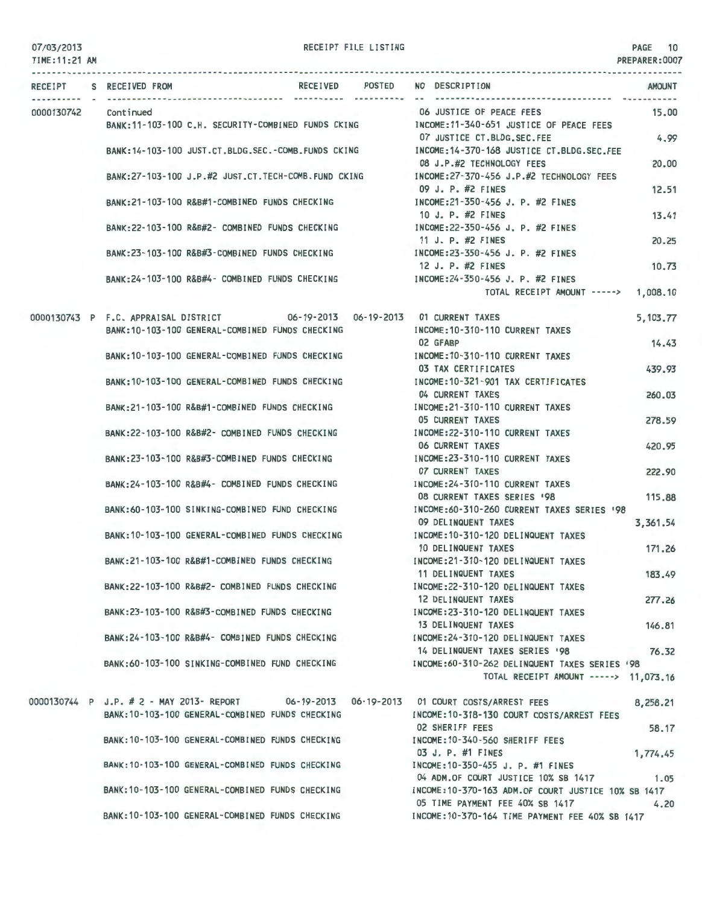07/03/2013 RECEIPT FILE LISTING PAGE 10
TIME:11:21 AM PREPARER:0007

| RECEIPT | S | RECEIVED FROM | RECEIVED | POSTED | NO | DESCRIPTION | AMOUNT |
|---|---|---|---|---|---|---|---|
| 0000130742 | | Continued | | | 06 | JUSTICE OF PEACE FEES | 15.00 |
| | | BANK:11-103-100 C.H. SECURITY-COMBINED FUNDS CKING | | | | INCOME:11-340-651 JUSTICE OF PEACE FEES | |
| | | | | | 07 | JUSTICE CT.BLDG.SEC.FEE | 4.99 |
| | | BANK:14-103-100 JUST.CT.BLDG.SEC.-COMB.FUNDS CKING | | | | INCOME:14-370-168 JUSTICE CT.BLDG.SEC.FEE | |
| | | | | | 08 | J.P.#2 TECHNOLOGY FEES | 20.00 |
| | | BANK:27-103-100 J.P.#2 JUST.CT.TECH-COMB.FUND CKING | | | | INCOME:27-370-456 J.P.#2 TECHNOLOGY FEES | |
| | | | | | 09 | J. P. #2 FINES | 12.51 |
| | | BANK:21-103-100 R&B#1-COMBINED FUNDS CHECKING | | | | INCOME:21-350-456 J. P. #2 FINES | |
| | | | | | 10 | J. P. #2 FINES | 13.41 |
| | | BANK:22-103-100 R&B#2- COMBINED FUNDS CHECKING | | | | INCOME:22-350-456 J. P. #2 FINES | |
| | | | | | 11 | J. P. #2 FINES | 20.25 |
| | | BANK:23-103-100 R&B#3-COMBINED FUNDS CHECKING | | | | INCOME:23-350-456 J. P. #2 FINES | |
| | | | | | 12 | J. P. #2 FINES | 10.73 |
| | | BANK:24-103-100 R&B#4- COMBINED FUNDS CHECKING | | | | INCOME:24-350-456 J. P. #2 FINES | |
| | | | | | | TOTAL RECEIPT AMOUNT -----> | 1,008.10 |
| 0000130743 | P | F.C. APPRAISAL DISTRICT | 06-19-2013 | 06-19-2013 | 01 | CURRENT TAXES | 5,103.77 |
| | | BANK:10-103-100 GENERAL-COMBINED FUNDS CHECKING | | | | INCOME:10-310-110 CURRENT TAXES | |
| | | | | | 02 | GFABP | 14.43 |
| | | BANK:10-103-100 GENERAL-COMBINED FUNDS CHECKING | | | | INCOME:10-310-110 CURRENT TAXES | |
| | | | | | 03 | TAX CERTIFICATES | 439.93 |
| | | BANK:10-103-100 GENERAL-COMBINED FUNDS CHECKING | | | | INCOME:10-321-901 TAX CERTIFICATES | |
| | | | | | 04 | CURRENT TAXES | 260.03 |
| | | BANK:21-103-100 R&B#1-COMBINED FUNDS CHECKING | | | | INCOME:21-310-110 CURRENT TAXES | |
| | | | | | 05 | CURRENT TAXES | 278.59 |
| | | BANK:22-103-100 R&B#2- COMBINED FUNDS CHECKING | | | | INCOME:22-310-110 CURRENT TAXES | |
| | | | | | 06 | CURRENT TAXES | 420.95 |
| | | BANK:23-103-100 R&B#3-COMBINED FUNDS CHECKING | | | | INCOME:23-310-110 CURRENT TAXES | |
| | | | | | 07 | CURRENT TAXES | 222.90 |
| | | BANK:24-103-100 R&B#4- COMBINED FUNDS CHECKING | | | | INCOME:24-310-110 CURRENT TAXES | |
| | | | | | 08 | CURRENT TAXES SERIES '98 | 115.88 |
| | | BANK:60-103-100 SINKING-COMBINED FUND CHECKING | | | | INCOME:60-310-260 CURRENT TAXES SERIES '98 | |
| | | | | | 09 | DELINQUENT TAXES | 3,361.54 |
| | | BANK:10-103-100 GENERAL-COMBINED FUNDS CHECKING | | | | INCOME:10-310-120 DELINQUENT TAXES | |
| | | | | | 10 | DELINQUENT TAXES | 171.26 |
| | | BANK:21-103-100 R&B#1-COMBINED FUNDS CHECKING | | | | INCOME:21-310-120 DELINQUENT TAXES | |
| | | | | | 11 | DELINQUENT TAXES | 183.49 |
| | | BANK:22-103-100 R&B#2- COMBINED FUNDS CHECKING | | | | INCOME:22-310-120 DELINQUENT TAXES | |
| | | | | | 12 | DELINQUENT TAXES | 277.26 |
| | | BANK:23-103-100 R&B#3-COMBINED FUNDS CHECKING | | | | INCOME:23-310-120 DELINQUENT TAXES | |
| | | | | | 13 | DELINQUENT TAXES | 146.81 |
| | | BANK:24-103-100 R&B#4- COMBINED FUNDS CHECKING | | | | INCOME:24-310-120 DELINQUENT TAXES | |
| | | | | | 14 | DELINQUENT TAXES SERIES '98 | 76.32 |
| | | BANK:60-103-100 SINKING-COMBINED FUND CHECKING | | | | INCOME:60-310-262 DELINQUENT TAXES SERIES '98 | |
| | | | | | | TOTAL RECEIPT AMOUNT -----> | 11,073.16 |
| 0000130744 | P | J.P. # 2 - MAY 2013- REPORT | 06-19-2013 | 06-19-2013 | 01 | COURT COSTS/ARREST FEES | 8,258.21 |
| | | BANK:10-103-100 GENERAL-COMBINED FUNDS CHECKING | | | | INCOME:10-318-130 COURT COSTS/ARREST FEES | |
| | | | | | 02 | SHERIFF FEES | 58.17 |
| | | BANK:10-103-100 GENERAL-COMBINED FUNDS CHECKING | | | | INCOME:10-340-560 SHERIFF FEES | |
| | | | | | 03 | J. P. #1 FINES | 1,774.45 |
| | | BANK:10-103-100 GENERAL-COMBINED FUNDS CHECKING | | | | INCOME:10-350-455 J. P. #1 FINES | |
| | | | | | 04 | ADM.OF COURT JUSTICE 10% SB 1417 | 1.05 |
| | | BANK:10-103-100 GENERAL-COMBINED FUNDS CHECKING | | | | INCOME:10-370-163 ADM.OF COURT JUSTICE 10% SB 1417 | |
| | | | | | 05 | TIME PAYMENT FEE 40% SB 1417 | 4.20 |
| | | BANK:10-103-100 GENERAL-COMBINED FUNDS CHECKING | | | | INCOME:10-370-164 TIME PAYMENT FEE 40% SB 1417 | |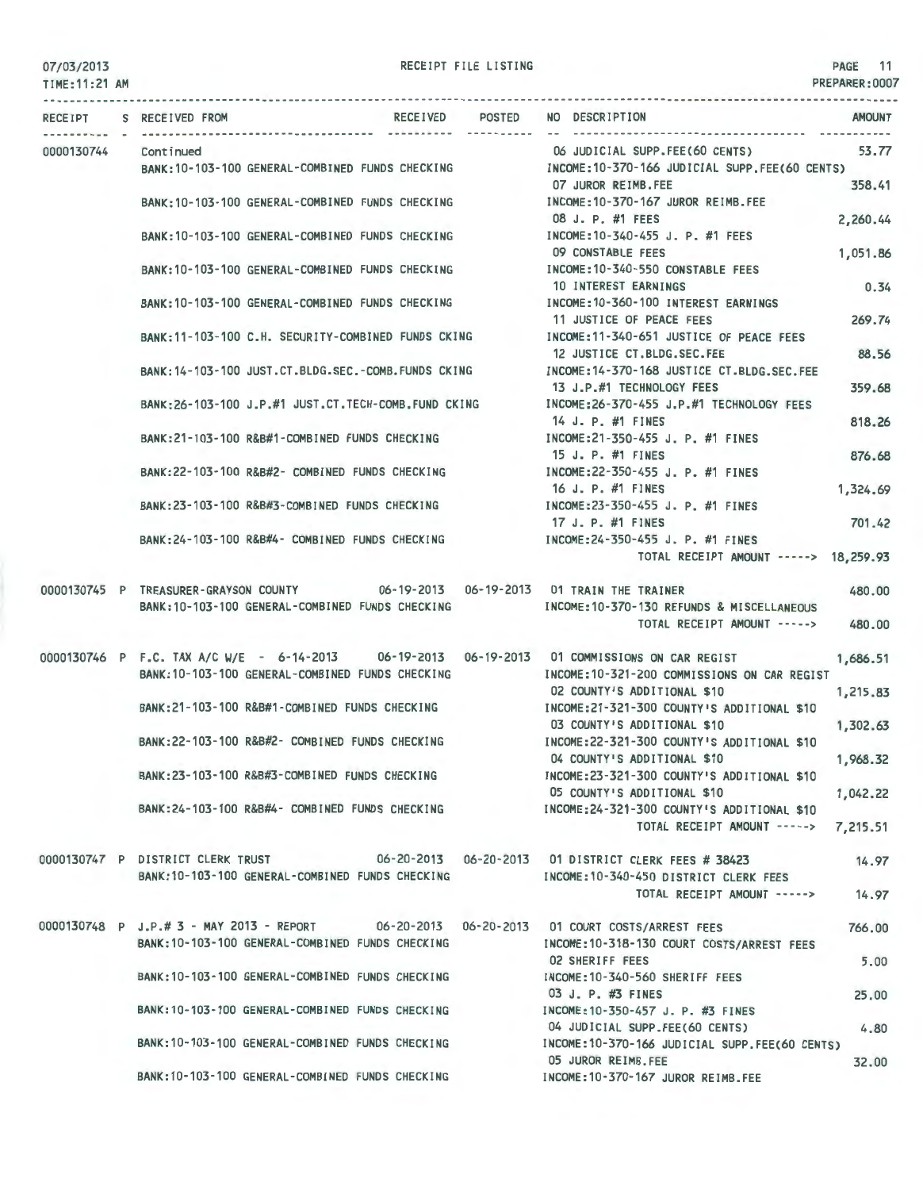07/03/2013 RECEIPT FILE LISTING PAGE 11
TIME:11:21 AM PREPARER:0007

| RECEIPT | S | RECEIVED FROM | RECEIVED | POSTED | NO | DESCRIPTION | AMOUNT |
|---|---|---|---|---|---|---|---|
| 0000130744 | | Continued | | | 06 | JUDICIAL SUPP.FEE(60 CENTS) | 53.77 |
| | | BANK:10-103-100 GENERAL-COMBINED FUNDS CHECKING | | | | INCOME:10-370-166 JUDICIAL SUPP.FEE(60 CENTS) | |
| | | | | | 07 | JUROR REIMB.FEE | 358.41 |
| | | BANK:10-103-100 GENERAL-COMBINED FUNDS CHECKING | | | | INCOME:10-370-167 JUROR REIMB.FEE | |
| | | | | | 08 | J. P. #1 FEES | 2,260.44 |
| | | BANK:10-103-100 GENERAL-COMBINED FUNDS CHECKING | | | | INCOME:10-340-455 J. P. #1 FEES | |
| | | | | | 09 | CONSTABLE FEES | 1,051.86 |
| | | BANK:10-103-100 GENERAL-COMBINED FUNDS CHECKING | | | | INCOME:10-340-550 CONSTABLE FEES | |
| | | | | | 10 | INTEREST EARNINGS | 0.34 |
| | | BANK:10-103-100 GENERAL-COMBINED FUNDS CHECKING | | | | INCOME:10-360-100 INTEREST EARNINGS | |
| | | | | | 11 | JUSTICE OF PEACE FEES | 269.74 |
| | | BANK:11-103-100 C.H. SECURITY-COMBINED FUNDS CKING | | | | INCOME:11-340-651 JUSTICE OF PEACE FEES | |
| | | | | | 12 | JUSTICE CT.BLDG.SEC.FEE | 88.56 |
| | | BANK:14-103-100 JUST.CT.BLDG.SEC.-COMB.FUNDS CKING | | | | INCOME:14-370-168 JUSTICE CT.BLDG.SEC.FEE | |
| | | | | | 13 | J.P.#1 TECHNOLOGY FEES | 359.68 |
| | | BANK:26-103-100 J.P.#1 JUST.CT.TECH-COMB.FUND CKING | | | | INCOME:26-370-455 J.P.#1 TECHNOLOGY FEES | |
| | | | | | 14 | J. P. #1 FINES | 818.26 |
| | | BANK:21-103-100 R&B#1-COMBINED FUNDS CHECKING | | | | INCOME:21-350-455 J. P. #1 FINES | |
| | | | | | 15 | J. P. #1 FINES | 876.68 |
| | | BANK:22-103-100 R&B#2- COMBINED FUNDS CHECKING | | | | INCOME:22-350-455 J. P. #1 FINES | |
| | | | | | 16 | J. P. #1 FINES | 1,324.69 |
| | | BANK:23-103-100 R&B#3-COMBINED FUNDS CHECKING | | | | INCOME:23-350-455 J. P. #1 FINES | |
| | | | | | 17 | J. P. #1 FINES | 701.42 |
| | | BANK:24-103-100 R&B#4- COMBINED FUNDS CHECKING | | | | INCOME:24-350-455 J. P. #1 FINES | |
| | | | | | | TOTAL RECEIPT AMOUNT -----> | 18,259.93 |
| 0000130745 | P | TREASURER-GRAYSON COUNTY | 06-19-2013 | 06-19-2013 | 01 | TRAIN THE TRAINER | 480.00 |
| | | BANK:10-103-100 GENERAL-COMBINED FUNDS CHECKING | | | | INCOME:10-370-130 REFUNDS & MISCELLANEOUS | |
| | | | | | | TOTAL RECEIPT AMOUNT -----> | 480.00 |
| 0000130746 | P | F.C. TAX A/C W/E - 6-14-2013 | 06-19-2013 | 06-19-2013 | 01 | COMMISSIONS ON CAR REGIST | 1,686.51 |
| | | BANK:10-103-100 GENERAL-COMBINED FUNDS CHECKING | | | | INCOME:10-321-200 COMMISSIONS ON CAR REGIST | |
| | | | | | 02 | COUNTY'S ADDITIONAL $10 | 1,215.83 |
| | | BANK:21-103-100 R&B#1-COMBINED FUNDS CHECKING | | | | INCOME:21-321-300 COUNTY'S ADDITIONAL $10 | |
| | | | | | 03 | COUNTY'S ADDITIONAL $10 | 1,302.63 |
| | | BANK:22-103-100 R&B#2- COMBINED FUNDS CHECKING | | | | INCOME:22-321-300 COUNTY'S ADDITIONAL $10 | |
| | | | | | 04 | COUNTY'S ADDITIONAL $10 | 1,968.32 |
| | | BANK:23-103-100 R&B#3-COMBINED FUNDS CHECKING | | | | INCOME:23-321-300 COUNTY'S ADDITIONAL $10 | |
| | | | | | 05 | COUNTY'S ADDITIONAL $10 | 1,042.22 |
| | | BANK:24-103-100 R&B#4- COMBINED FUNDS CHECKING | | | | INCOME:24-321-300 COUNTY'S ADDITIONAL $10 | |
| | | | | | | TOTAL RECEIPT AMOUNT -----> | 7,215.51 |
| 0000130747 | P | DISTRICT CLERK TRUST | 06-20-2013 | 06-20-2013 | 01 | DISTRICT CLERK FEES # 38423 | 14.97 |
| | | BANK:10-103-100 GENERAL-COMBINED FUNDS CHECKING | | | | INCOME:10-340-450 DISTRICT CLERK FEES | |
| | | | | | | TOTAL RECEIPT AMOUNT -----> | 14.97 |
| 0000130748 | P | J.P.# 3 - MAY 2013 - REPORT | 06-20-2013 | 06-20-2013 | 01 | COURT COSTS/ARREST FEES | 766.00 |
| | | BANK:10-103-100 GENERAL-COMBINED FUNDS CHECKING | | | | INCOME:10-318-130 COURT COSTS/ARREST FEES | |
| | | | | | 02 | SHERIFF FEES | 5.00 |
| | | BANK:10-103-100 GENERAL-COMBINED FUNDS CHECKING | | | | INCOME:10-340-560 SHERIFF FEES | |
| | | | | | 03 | J. P. #3 FINES | 25.00 |
| | | BANK:10-103-100 GENERAL-COMBINED FUNDS CHECKING | | | | INCOME:10-350-457 J. P. #3 FINES | |
| | | | | | 04 | JUDICIAL SUPP.FEE(60 CENTS) | 4.80 |
| | | BANK:10-103-100 GENERAL-COMBINED FUNDS CHECKING | | | | INCOME:10-370-166 JUDICIAL SUPP.FEE(60 CENTS) | |
| | | | | | 05 | JUROR REIMB.FEE | 32.00 |
| | | BANK:10-103-100 GENERAL-COMBINED FUNDS CHECKING | | | | INCOME:10-370-167 JUROR REIMB.FEE | |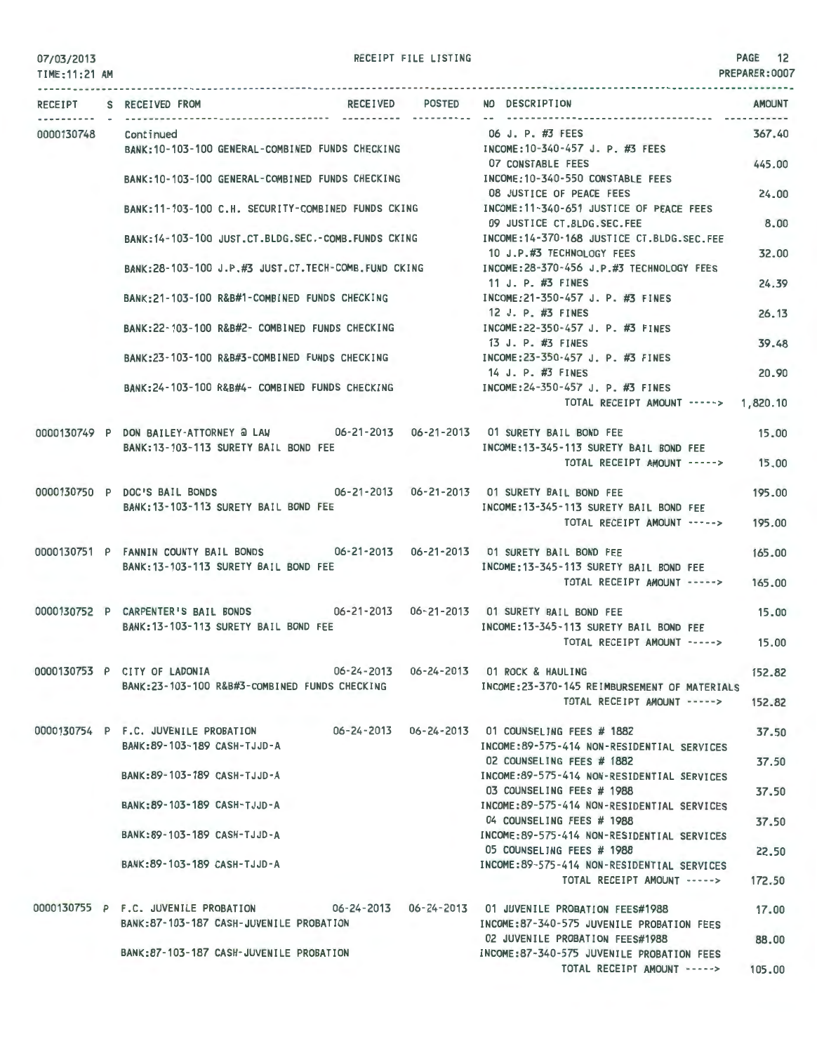RECEIPT FILE LISTING

07/03/2013
TIME:11:21 AM

PREPARER:0007

| RECEIPT | S | RECEIVED FROM | RECEIVED | POSTED | NO | DESCRIPTION | AMOUNT |
|---|---|---|---|---|---|---|---|
| 0000130748 | | Continued | | | 06 | J. P. #3 FEES | 367.40 |
| | | BANK:10-103-100 GENERAL-COMBINED FUNDS CHECKING | | | | INCOME:10-340-457 J. P. #3 FEES | |
| | | | | | 07 | CONSTABLE FEES | 445.00 |
| | | BANK:10-103-100 GENERAL-COMBINED FUNDS CHECKING | | | | INCOME:10-340-550 CONSTABLE FEES | |
| | | | | | 08 | JUSTICE OF PEACE FEES | 24.00 |
| | | BANK:11-103-100 C.H. SECURITY-COMBINED FUNDS CKING | | | | INCOME:11-340-651 JUSTICE OF PEACE FEES | |
| | | | | | 09 | JUSTICE CT.BLDG.SEC.FEE | 8.00 |
| | | BANK:14-103-100 JUST.CT.BLDG.SEC.-COMB.FUNDS CKING | | | | INCOME:14-370-168 JUSTICE CT.BLDG.SEC.FEE | |
| | | | | | 10 | J.P.#3 TECHNOLOGY FEES | 32.00 |
| | | BANK:28-103-100 J.P.#3 JUST.CT.TECH-COMB.FUND CKING | | | | INCOME:28-370-456 J.P.#3 TECHNOLOGY FEES | |
| | | | | | 11 | J. P. #3 FINES | 24.39 |
| | | BANK:21-103-100 R&B#1-COMBINED FUNDS CHECKING | | | | INCOME:21-350-457 J. P. #3 FINES | |
| | | | | | 12 | J. P. #3 FINES | 26.13 |
| | | BANK:22-103-100 R&B#2- COMBINED FUNDS CHECKING | | | | INCOME:22-350-457 J. P. #3 FINES | |
| | | | | | 13 | J. P. #3 FINES | 39.48 |
| | | BANK:23-103-100 R&B#3-COMBINED FUNDS CHECKING | | | | INCOME:23-350-457 J. P. #3 FINES | |
| | | | | | 14 | J. P. #3 FINES | 20.90 |
| | | BANK:24-103-100 R&B#4- COMBINED FUNDS CHECKING | | | | INCOME:24-350-457 J. P. #3 FINES | |
| | | | | | | TOTAL RECEIPT AMOUNT -----> | 1,820.10 |
| 0000130749 | P | DON BAILEY-ATTORNEY @ LAW | 06-21-2013 | 06-21-2013 | 01 | SURETY BAIL BOND FEE | 15.00 |
| | | BANK:13-103-113 SURETY BAIL BOND FEE | | | | INCOME:13-345-113 SURETY BAIL BOND FEE | |
| | | | | | | TOTAL RECEIPT AMOUNT -----> | 15.00 |
| 0000130750 | P | DOC'S BAIL BONDS | 06-21-2013 | 06-21-2013 | 01 | SURETY BAIL BOND FEE | 195.00 |
| | | BANK:13-103-113 SURETY BAIL BOND FEE | | | | INCOME:13-345-113 SURETY BAIL BOND FEE | |
| | | | | | | TOTAL RECEIPT AMOUNT -----> | 195.00 |
| 0000130751 | P | FANNIN COUNTY BAIL BONDS | 06-21-2013 | 06-21-2013 | 01 | SURETY BAIL BOND FEE | 165.00 |
| | | BANK:13-103-113 SURETY BAIL BOND FEE | | | | INCOME:13-345-113 SURETY BAIL BOND FEE | |
| | | | | | | TOTAL RECEIPT AMOUNT -----> | 165.00 |
| 0000130752 | P | CARPENTER'S BAIL BONDS | 06-21-2013 | 06-21-2013 | 01 | SURETY BAIL BOND FEE | 15.00 |
| | | BANK:13-103-113 SURETY BAIL BOND FEE | | | | INCOME:13-345-113 SURETY BAIL BOND FEE | |
| | | | | | | TOTAL RECEIPT AMOUNT -----> | 15.00 |
| 0000130753 | P | CITY OF LADONIA | 06-24-2013 | 06-24-2013 | 01 | ROCK & HAULING | 152.82 |
| | | BANK:23-103-100 R&B#3-COMBINED FUNDS CHECKING | | | | INCOME:23-370-145 REIMBURSEMENT OF MATERIALS | |
| | | | | | | TOTAL RECEIPT AMOUNT -----> | 152.82 |
| 0000130754 | P | F.C. JUVENILE PROBATION | 06-24-2013 | 06-24-2013 | 01 | COUNSELING FEES # 1882 | 37.50 |
| | | BANK:89-103-189 CASH-TJJD-A | | | | INCOME:89-575-414 NON-RESIDENTIAL SERVICES | |
| | | | | | 02 | COUNSELING FEES # 1882 | 37.50 |
| | | BANK:89-103-189 CASH-TJJD-A | | | | INCOME:89-575-414 NON-RESIDENTIAL SERVICES | |
| | | | | | 03 | COUNSELING FEES # 1988 | 37.50 |
| | | BANK:89-103-189 CASH-TJJD-A | | | | INCOME:89-575-414 NON-RESIDENTIAL SERVICES | |
| | | | | | 04 | COUNSELING FEES # 1988 | 37.50 |
| | | BANK:89-103-189 CASH-TJJD-A | | | | INCOME:89-575-414 NON-RESIDENTIAL SERVICES | |
| | | | | | 05 | COUNSELING FEES # 1988 | 22.50 |
| | | BANK:89-103-189 CASH-TJJD-A | | | | INCOME:89-575-414 NON-RESIDENTIAL SERVICES | |
| | | | | | | TOTAL RECEIPT AMOUNT -----> | 172.50 |
| 0000130755 | P | F.C. JUVENILE PROBATION | 06-24-2013 | 06-24-2013 | 01 | JUVENILE PROBATION FEES#1988 | 17.00 |
| | | BANK:87-103-187 CASH-JUVENILE PROBATION | | | | INCOME:87-340-575 JUVENILE PROBATION FEES | |
| | | | | | 02 | JUVENILE PROBATION FEES#1988 | 88.00 |
| | | BANK:87-103-187 CASH-JUVENILE PROBATION | | | | INCOME:87-340-575 JUVENILE PROBATION FEES | |
| | | | | | | TOTAL RECEIPT AMOUNT -----> | 105.00 |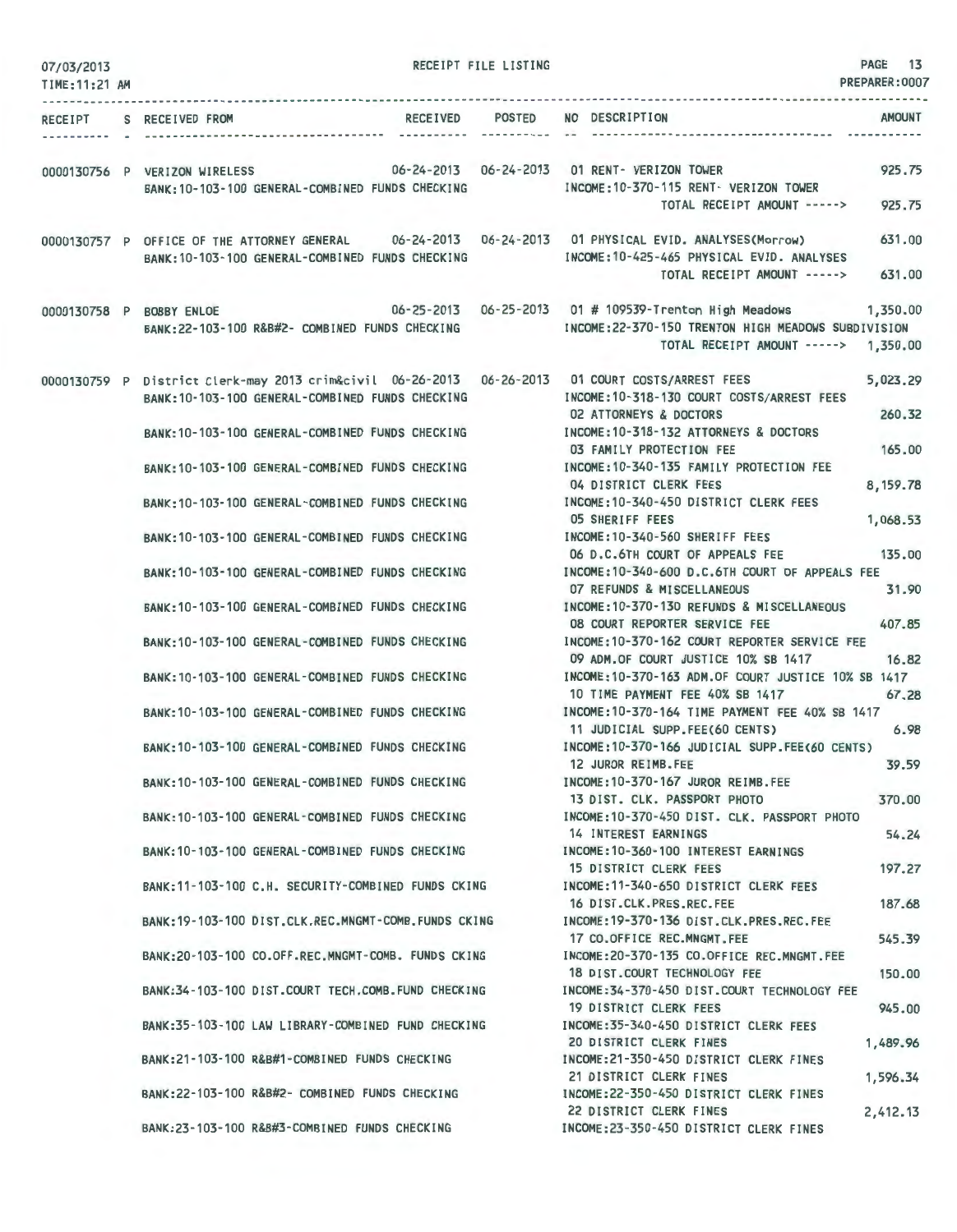07/03/2013 RECEIPT FILE LISTING PREPARER:0007
TIME:11:21 AM

| RECEIPT | S | RECEIVED FROM | RECEIVED | POSTED | NO | DESCRIPTION | AMOUNT |
|---|---|---|---|---|---|---|---|
| 0000130756 | P | VERIZON WIRELESS | 06-24-2013 | 06-24-2013 | 01 | RENT- VERIZON TOWER | 925.75 |
| | | BANK:10-103-100 GENERAL-COMBINED FUNDS CHECKING | | | | INCOME:10-370-115 RENT- VERIZON TOWER | |
| | | | | | | TOTAL RECEIPT AMOUNT -----> | 925.75 |
| 0000130757 | P | OFFICE OF THE ATTORNEY GENERAL | 06-24-2013 | 06-24-2013 | 01 | PHYSICAL EVID. ANALYSES(Morrow) | 631.00 |
| | | BANK:10-103-100 GENERAL-COMBINED FUNDS CHECKING | | | | INCOME:10-425-465 PHYSICAL EVID. ANALYSES | |
| | | | | | | TOTAL RECEIPT AMOUNT -----> | 631.00 |
| 0000130758 | P | BOBBY ENLOE | 06-25-2013 | 06-25-2013 | 01 | # 109539-Trenton High Meadows | 1,350.00 |
| | | BANK:22-103-100 R&B#2- COMBINED FUNDS CHECKING | | | | INCOME:22-370-150 TRENTON HIGH MEADOWS SUBDIVISION | |
| | | | | | | TOTAL RECEIPT AMOUNT -----> | 1,350.00 |
| 0000130759 | P | District Clerk-may 2013 crim&civil | 06-26-2013 | 06-26-2013 | 01 | COURT COSTS/ARREST FEES | 5,023.29 |
| | | BANK:10-103-100 GENERAL-COMBINED FUNDS CHECKING | | | | INCOME:10-318-130 COURT COSTS/ARREST FEES | |
| | | | | | 02 | ATTORNEYS & DOCTORS | 260.32 |
| | | BANK:10-103-100 GENERAL-COMBINED FUNDS CHECKING | | | | INCOME:10-318-132 ATTORNEYS & DOCTORS | |
| | | | | | 03 | FAMILY PROTECTION FEE | 165.00 |
| | | BANK:10-103-100 GENERAL-COMBINED FUNDS CHECKING | | | | INCOME:10-340-135 FAMILY PROTECTION FEE | |
| | | | | | 04 | DISTRICT CLERK FEES | 8,159.78 |
| | | BANK:10-103-100 GENERAL-COMBINED FUNDS CHECKING | | | | INCOME:10-340-450 DISTRICT CLERK FEES | |
| | | | | | 05 | SHERIFF FEES | 1,068.53 |
| | | BANK:10-103-100 GENERAL-COMBINED FUNDS CHECKING | | | | INCOME:10-340-560 SHERIFF FEES | |
| | | | | | 06 | D.C.6TH COURT OF APPEALS FEE | 135.00 |
| | | BANK:10-103-100 GENERAL-COMBINED FUNDS CHECKING | | | | INCOME:10-340-600 D.C.6TH COURT OF APPEALS FEE | |
| | | | | | 07 | REFUNDS & MISCELLANEOUS | 31.90 |
| | | BANK:10-103-100 GENERAL-COMBINED FUNDS CHECKING | | | | INCOME:10-370-130 REFUNDS & MISCELLANEOUS | |
| | | | | | 08 | COURT REPORTER SERVICE FEE | 407.85 |
| | | BANK:10-103-100 GENERAL-COMBINED FUNDS CHECKING | | | | INCOME:10-370-162 COURT REPORTER SERVICE FEE | |
| | | | | | 09 | ADM.OF COURT JUSTICE 10% SB 1417 | 16.82 |
| | | BANK:10-103-100 GENERAL-COMBINED FUNDS CHECKING | | | | INCOME:10-370-163 ADM.OF COURT JUSTICE 10% SB 1417 | |
| | | | | | 10 | TIME PAYMENT FEE 40% SB 1417 | 67.28 |
| | | BANK:10-103-100 GENERAL-COMBINED FUNDS CHECKING | | | | INCOME:10-370-164 TIME PAYMENT FEE 40% SB 1417 | |
| | | | | | 11 | JUDICIAL SUPP.FEE(60 CENTS) | 6.98 |
| | | BANK:10-103-100 GENERAL-COMBINED FUNDS CHECKING | | | | INCOME:10-370-166 JUDICIAL SUPP.FEE(60 CENTS) | |
| | | | | | 12 | JUROR REIMB.FEE | 39.59 |
| | | BANK:10-103-100 GENERAL-COMBINED FUNDS CHECKING | | | | INCOME:10-370-167 JUROR REIMB.FEE | |
| | | | | | 13 | DIST. CLK. PASSPORT PHOTO | 370.00 |
| | | BANK:10-103-100 GENERAL-COMBINED FUNDS CHECKING | | | | INCOME:10-370-450 DIST. CLK. PASSPORT PHOTO | |
| | | | | | 14 | INTEREST EARNINGS | 54.24 |
| | | BANK:10-103-100 GENERAL-COMBINED FUNDS CHECKING | | | | INCOME:10-360-100 INTEREST EARNINGS | |
| | | | | | 15 | DISTRICT CLERK FEES | 197.27 |
| | | BANK:11-103-100 C.H. SECURITY-COMBINED FUNDS CKING | | | | INCOME:11-340-650 DISTRICT CLERK FEES | |
| | | | | | 16 | DIST.CLK.PRES.REC.FEE | 187.68 |
| | | BANK:19-103-100 DIST.CLK.REC.MNGMT-COMB.FUNDS CKING | | | | INCOME:19-370-136 DIST.CLK.PRES.REC.FEE | |
| | | | | | 17 | CO.OFFICE REC.MNGMT.FEE | 545.39 |
| | | BANK:20-103-100 CO.OFF.REC.MNGMT-COMB. FUNDS CKING | | | | INCOME:20-370-135 CO.OFFICE REC.MNGMT.FEE | |
| | | | | | 18 | DIST.COURT TECHNOLOGY FEE | 150.00 |
| | | BANK:34-103-100 DIST.COURT TECH.COMB.FUND CHECKING | | | | INCOME:34-370-450 DIST.COURT TECHNOLOGY FEE | |
| | | | | | 19 | DISTRICT CLERK FEES | 945.00 |
| | | BANK:35-103-100 LAW LIBRARY-COMBINED FUND CHECKING | | | | INCOME:35-340-450 DISTRICT CLERK FEES | |
| | | | | | 20 | DISTRICT CLERK FINES | 1,489.96 |
| | | BANK:21-103-100 R&B#1-COMBINED FUNDS CHECKING | | | | INCOME:21-350-450 DISTRICT CLERK FINES | |
| | | | | | 21 | DISTRICT CLERK FINES | 1,596.34 |
| | | BANK:22-103-100 R&B#2- COMBINED FUNDS CHECKING | | | | INCOME:22-350-450 DISTRICT CLERK FINES | |
| | | | | | 22 | DISTRICT CLERK FINES | 2,412.13 |
| | | BANK:23-103-100 R&B#3-COMBINED FUNDS CHECKING | | | | INCOME:23-350-450 DISTRICT CLERK FINES | |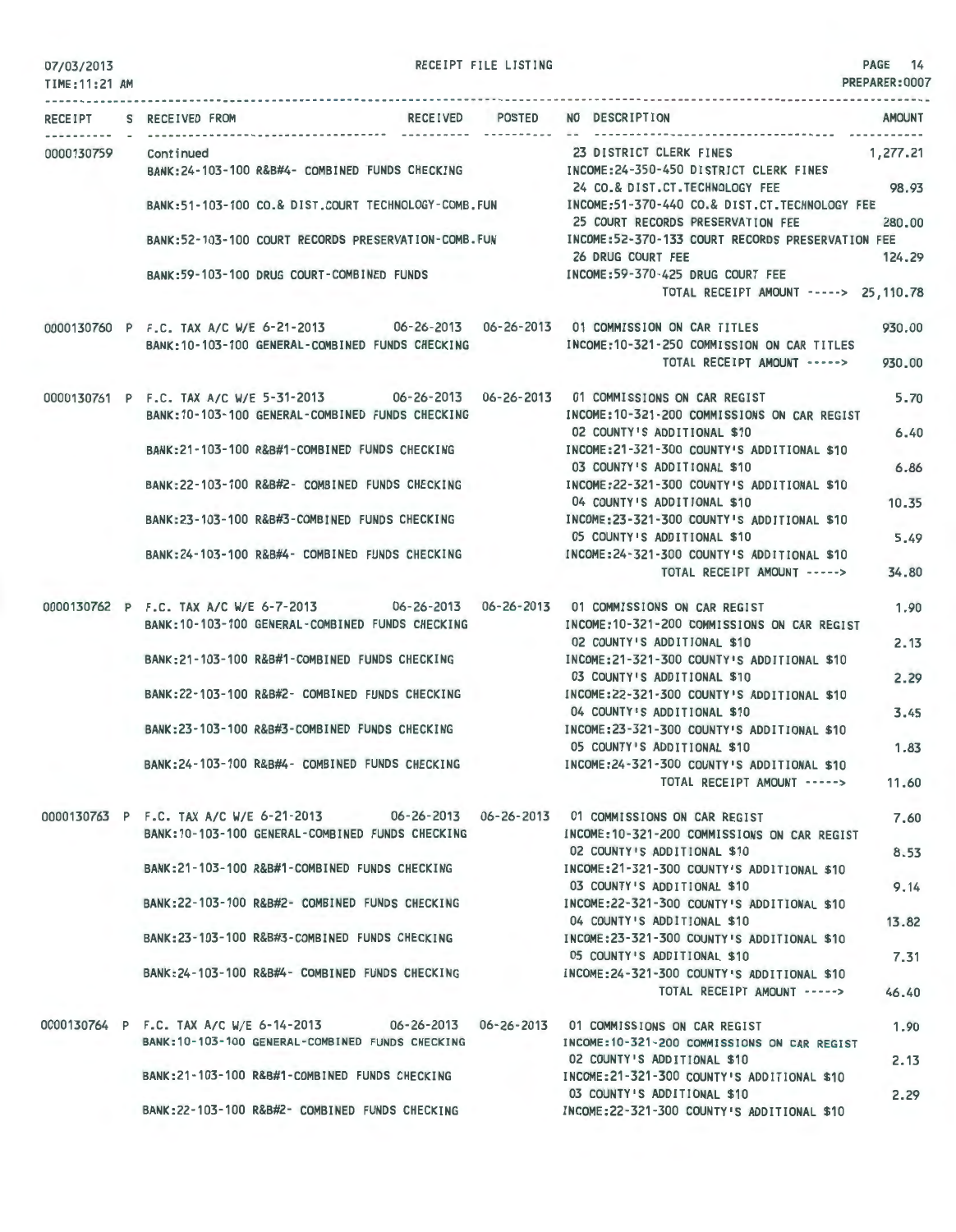RECEIPT FILE LISTING

| RECEIPT | S | RECEIVED FROM | RECEIVED | POSTED | NO DESCRIPTION | AMOUNT |
|---|---|---|---|---|---|---|
| 0000130759 | | Continued | | | 23 DISTRICT CLERK FINES | 1,277.21 |
| | | BANK:24-103-100 R&B#4- COMBINED FUNDS CHECKING | | | INCOME:24-350-450 DISTRICT CLERK FINES | |
| | | | | | 24 CO.& DIST.CT.TECHNOLOGY FEE | 98.93 |
| | | BANK:51-103-100 CO.& DIST.COURT TECHNOLOGY-COMB.FUN | | | INCOME:51-370-440 CO.& DIST.CT.TECHNOLOGY FEE | |
| | | | | | 25 COURT RECORDS PRESERVATION FEE | 280.00 |
| | | BANK:52-103-100 COURT RECORDS PRESERVATION-COMB.FUN | | | INCOME:52-370-133 COURT RECORDS PRESERVATION FEE | |
| | | | | | 26 DRUG COURT FEE | 124.29 |
| | | BANK:59-103-100 DRUG COURT-COMBINED FUNDS | | | INCOME:59-370-425 DRUG COURT FEE | |
| | | | | | TOTAL RECEIPT AMOUNT -----> | 25,110.78 |
| 0000130760 | P | F.C. TAX A/C W/E 6-21-2013 | 06-26-2013 | 06-26-2013 | 01 COMMISSION ON CAR TITLES | 930.00 |
| | | BANK:10-103-100 GENERAL-COMBINED FUNDS CHECKING | | | INCOME:10-321-250 COMMISSION ON CAR TITLES | |
| | | | | | TOTAL RECEIPT AMOUNT -----> | 930.00 |
| 0000130761 | P | F.C. TAX A/C W/E 5-31-2013 | 06-26-2013 | 06-26-2013 | 01 COMMISSIONS ON CAR REGIST | 5.70 |
| | | BANK:10-103-100 GENERAL-COMBINED FUNDS CHECKING | | | INCOME:10-321-200 COMMISSIONS ON CAR REGIST | |
| | | | | | 02 COUNTY'S ADDITIONAL $10 | 6.40 |
| | | BANK:21-103-100 R&B#1-COMBINED FUNDS CHECKING | | | INCOME:21-321-300 COUNTY'S ADDITIONAL $10 | |
| | | | | | 03 COUNTY'S ADDITIONAL $10 | 6.86 |
| | | BANK:22-103-100 R&B#2- COMBINED FUNDS CHECKING | | | INCOME:22-321-300 COUNTY'S ADDITIONAL $10 | |
| | | | | | 04 COUNTY'S ADDITIONAL $10 | 10.35 |
| | | BANK:23-103-100 R&B#3-COMBINED FUNDS CHECKING | | | INCOME:23-321-300 COUNTY'S ADDITIONAL $10 | |
| | | | | | 05 COUNTY'S ADDITIONAL $10 | 5.49 |
| | | BANK:24-103-100 R&B#4- COMBINED FUNDS CHECKING | | | INCOME:24-321-300 COUNTY'S ADDITIONAL $10 | |
| | | | | | TOTAL RECEIPT AMOUNT -----> | 34.80 |
| 0000130762 | P | F.C. TAX A/C W/E 6-7-2013 | 06-26-2013 | 06-26-2013 | 01 COMMISSIONS ON CAR REGIST | 1.90 |
| | | BANK:10-103-100 GENERAL-COMBINED FUNDS CHECKING | | | INCOME:10-321-200 COMMISSIONS ON CAR REGIST | |
| | | | | | 02 COUNTY'S ADDITIONAL $10 | 2.13 |
| | | BANK:21-103-100 R&B#1-COMBINED FUNDS CHECKING | | | INCOME:21-321-300 COUNTY'S ADDITIONAL $10 | |
| | | | | | 03 COUNTY'S ADDITIONAL $10 | 2.29 |
| | | BANK:22-103-100 R&B#2- COMBINED FUNDS CHECKING | | | INCOME:22-321-300 COUNTY'S ADDITIONAL $10 | |
| | | | | | 04 COUNTY'S ADDITIONAL $10 | 3.45 |
| | | BANK:23-103-100 R&B#3-COMBINED FUNDS CHECKING | | | INCOME:23-321-300 COUNTY'S ADDITIONAL $10 | |
| | | | | | 05 COUNTY'S ADDITIONAL $10 | 1.83 |
| | | BANK:24-103-100 R&B#4- COMBINED FUNDS CHECKING | | | INCOME:24-321-300 COUNTY'S ADDITIONAL $10 | |
| | | | | | TOTAL RECEIPT AMOUNT -----> | 11.60 |
| 0000130763 | P | F.C. TAX A/C W/E 6-21-2013 | 06-26-2013 | 06-26-2013 | 01 COMMISSIONS ON CAR REGIST | 7.60 |
| | | BANK:10-103-100 GENERAL-COMBINED FUNDS CHECKING | | | INCOME:10-321-200 COMMISSIONS ON CAR REGIST | |
| | | | | | 02 COUNTY'S ADDITIONAL $10 | 8.53 |
| | | BANK:21-103-100 R&B#1-COMBINED FUNDS CHECKING | | | INCOME:21-321-300 COUNTY'S ADDITIONAL $10 | |
| | | | | | 03 COUNTY'S ADDITIONAL $10 | 9.14 |
| | | BANK:22-103-100 R&B#2- COMBINED FUNDS CHECKING | | | INCOME:22-321-300 COUNTY'S ADDITIONAL $10 | |
| | | | | | 04 COUNTY'S ADDITIONAL $10 | 13.82 |
| | | BANK:23-103-100 R&B#3-COMBINED FUNDS CHECKING | | | INCOME:23-321-300 COUNTY'S ADDITIONAL $10 | |
| | | | | | 05 COUNTY'S ADDITIONAL $10 | 7.31 |
| | | BANK:24-103-100 R&B#4- COMBINED FUNDS CHECKING | | | INCOME:24-321-300 COUNTY'S ADDITIONAL $10 | |
| | | | | | TOTAL RECEIPT AMOUNT -----> | 46.40 |
| 0000130764 | P | F.C. TAX A/C W/E 6-14-2013 | 06-26-2013 | 06-26-2013 | 01 COMMISSIONS ON CAR REGIST | 1.90 |
| | | BANK:10-103-100 GENERAL-COMBINED FUNDS CHECKING | | | INCOME:10-321-200 COMMISSIONS ON CAR REGIST | |
| | | | | | 02 COUNTY'S ADDITIONAL $10 | 2.13 |
| | | BANK:21-103-100 R&B#1-COMBINED FUNDS CHECKING | | | INCOME:21-321-300 COUNTY'S ADDITIONAL $10 | |
| | | | | | 03 COUNTY'S ADDITIONAL $10 | 2.29 |
| | | BANK:22-103-100 R&B#2- COMBINED FUNDS CHECKING | | | INCOME:22-321-300 COUNTY'S ADDITIONAL $10 | |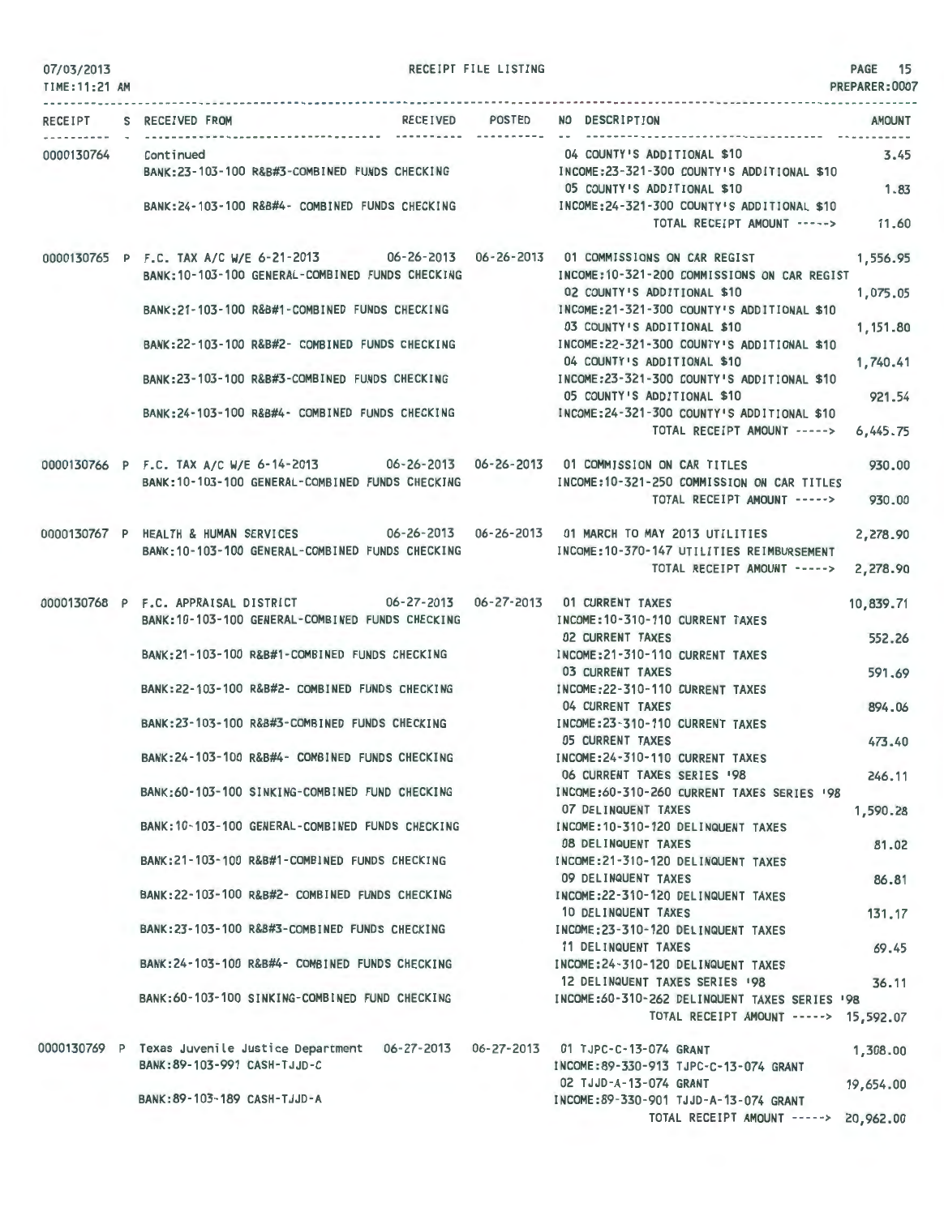07/03/2013 RECEIPT FILE LISTING PAGE 15
TIME:11:21 AM PREPARER:0007

| RECEIPT | S | RECEIVED FROM | RECEIVED | POSTED | NO DESCRIPTION | AMOUNT |
|---|---|---|---|---|---|---|
| 0000130764 | | Continued | | | 04 COUNTY'S ADDITIONAL $10 | 3.45 |
| | | BANK:23-103-100 R&B#3-COMBINED FUNDS CHECKING | | | INCOME:23-321-300 COUNTY'S ADDITIONAL $10 | |
| | | | | | 05 COUNTY'S ADDITIONAL $10 | 1.83 |
| | | BANK:24-103-100 R&B#4- COMBINED FUNDS CHECKING | | | INCOME:24-321-300 COUNTY'S ADDITIONAL $10 | |
| | | | | | TOTAL RECEIPT AMOUNT -----> | 11.60 |
| 0000130765 | P | F.C. TAX A/C W/E 6-21-2013 | 06-26-2013 | 06-26-2013 | 01 COMMISSIONS ON CAR REGIST | 1,556.95 |
| | | BANK:10-103-100 GENERAL-COMBINED FUNDS CHECKING | | | INCOME:10-321-200 COMMISSIONS ON CAR REGIST | |
| | | | | | 02 COUNTY'S ADDITIONAL $10 | 1,075.05 |
| | | BANK:21-103-100 R&B#1-COMBINED FUNDS CHECKING | | | INCOME:21-321-300 COUNTY'S ADDITIONAL $10 | |
| | | | | | 03 COUNTY'S ADDITIONAL $10 | 1,151.80 |
| | | BANK:22-103-100 R&B#2- COMBINED FUNDS CHECKING | | | INCOME:22-321-300 COUNTY'S ADDITIONAL $10 | |
| | | | | | 04 COUNTY'S ADDITIONAL $10 | 1,740.41 |
| | | BANK:23-103-100 R&B#3-COMBINED FUNDS CHECKING | | | INCOME:23-321-300 COUNTY'S ADDITIONAL $10 | |
| | | | | | 05 COUNTY'S ADDITIONAL $10 | 921.54 |
| | | BANK:24-103-100 R&B#4- COMBINED FUNDS CHECKING | | | INCOME:24-321-300 COUNTY'S ADDITIONAL $10 | |
| | | | | | TOTAL RECEIPT AMOUNT -----> | 6,445.75 |
| 0000130766 | P | F.C. TAX A/C W/E 6-14-2013 | 06-26-2013 | 06-26-2013 | 01 COMMISSION ON CAR TITLES | 930.00 |
| | | BANK:10-103-100 GENERAL-COMBINED FUNDS CHECKING | | | INCOME:10-321-250 COMMISSION ON CAR TITLES | |
| | | | | | TOTAL RECEIPT AMOUNT -----> | 930.00 |
| 0000130767 | P | HEALTH & HUMAN SERVICES | 06-26-2013 | 06-26-2013 | 01 MARCH TO MAY 2013 UTILITIES | 2,278.90 |
| | | BANK:10-103-100 GENERAL-COMBINED FUNDS CHECKING | | | INCOME:10-370-147 UTILITIES REIMBURSEMENT | |
| | | | | | TOTAL RECEIPT AMOUNT -----> | 2,278.90 |
| 0000130768 | P | F.C. APPRAISAL DISTRICT | 06-27-2013 | 06-27-2013 | 01 CURRENT TAXES | 10,839.71 |
| | | BANK:10-103-100 GENERAL-COMBINED FUNDS CHECKING | | | INCOME:10-310-110 CURRENT TAXES | |
| | | | | | 02 CURRENT TAXES | 552.26 |
| | | BANK:21-103-100 R&B#1-COMBINED FUNDS CHECKING | | | INCOME:21-310-110 CURRENT TAXES | |
| | | | | | 03 CURRENT TAXES | 591.69 |
| | | BANK:22-103-100 R&B#2- COMBINED FUNDS CHECKING | | | INCOME:22-310-110 CURRENT TAXES | |
| | | | | | 04 CURRENT TAXES | 894.06 |
| | | BANK:23-103-100 R&B#3-COMBINED FUNDS CHECKING | | | INCOME:23-310-110 CURRENT TAXES | |
| | | | | | 05 CURRENT TAXES | 473.40 |
| | | BANK:24-103-100 R&B#4- COMBINED FUNDS CHECKING | | | INCOME:24-310-110 CURRENT TAXES | |
| | | | | | 06 CURRENT TAXES SERIES '98 | 246.11 |
| | | BANK:60-103-100 SINKING-COMBINED FUND CHECKING | | | INCOME:60-310-260 CURRENT TAXES SERIES '98 | |
| | | | | | 07 DELINQUENT TAXES | 1,590.28 |
| | | BANK:10-103-100 GENERAL-COMBINED FUNDS CHECKING | | | INCOME:10-310-120 DELINQUENT TAXES | |
| | | | | | 08 DELINQUENT TAXES | 81.02 |
| | | BANK:21-103-100 R&B#1-COMBINED FUNDS CHECKING | | | INCOME:21-310-120 DELINQUENT TAXES | |
| | | | | | 09 DELINQUENT TAXES | 86.81 |
| | | BANK:22-103-100 R&B#2- COMBINED FUNDS CHECKING | | | INCOME:22-310-120 DELINQUENT TAXES | |
| | | | | | 10 DELINQUENT TAXES | 131.17 |
| | | BANK:23-103-100 R&B#3-COMBINED FUNDS CHECKING | | | INCOME:23-310-120 DELINQUENT TAXES | |
| | | | | | 11 DELINQUENT TAXES | 69.45 |
| | | BANK:24-103-100 R&B#4- COMBINED FUNDS CHECKING | | | INCOME:24-310-120 DELINQUENT TAXES | |
| | | | | | 12 DELINQUENT TAXES SERIES '98 | 36.11 |
| | | BANK:60-103-100 SINKING-COMBINED FUND CHECKING | | | INCOME:60-310-262 DELINQUENT TAXES SERIES '98 | |
| | | | | | TOTAL RECEIPT AMOUNT -----> | 15,592.07 |
| 0000130769 | P | Texas Juvenile Justice Department | 06-27-2013 | 06-27-2013 | 01 TJPC-C-13-074 GRANT | 1,308.00 |
| | | BANK:89-103-991 CASH-TJJD-C | | | INCOME:89-330-913 TJPC-C-13-074 GRANT | |
| | | | | | 02 TJJD-A-13-074 GRANT | 19,654.00 |
| | | BANK:89-103-189 CASH-TJJD-A | | | INCOME:89-330-901 TJJD-A-13-074 GRANT | |
| | | | | | TOTAL RECEIPT AMOUNT -----> | 20,962.00 |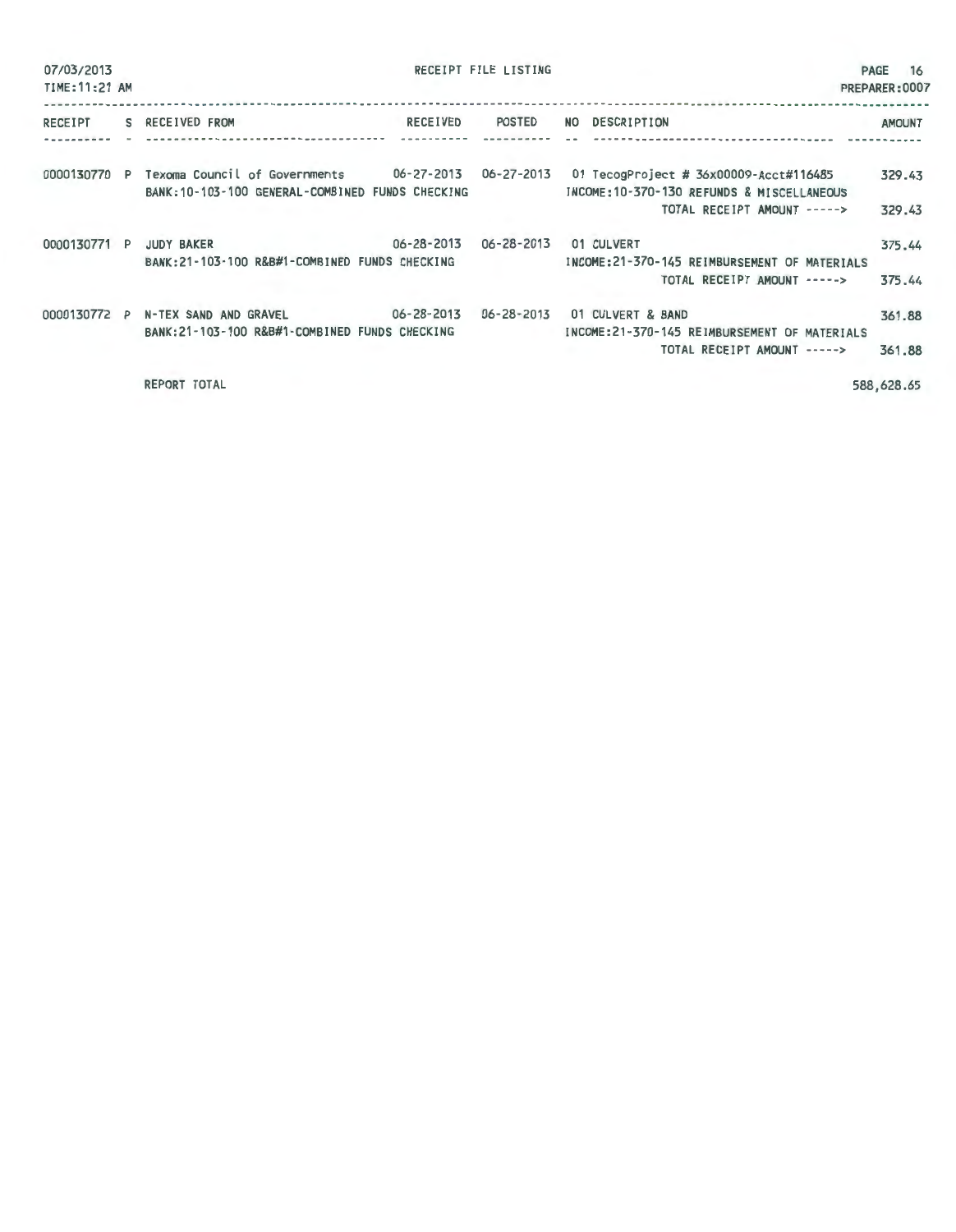07/03/2013 RECEIPT FILE LISTING PAGE 16
TIME:11:21 AM PREPARER:0007

| RECEIPT | S | RECEIVED FROM | RECEIVED | POSTED | NO | DESCRIPTION | AMOUNT |
|---|---|---|---|---|---|---|---|
| 0000130770 | P | Texoma Council of Governments | 06-27-2013 | 06-27-2013 | 01 | TecogProject # 36x00009-Acct#116485 | 329.43 |
| | | BANK:10-103-100 GENERAL-COMBINED FUNDS CHECKING | | | | INCOME:10-370-130 REFUNDS & MISCELLANEOUS | |
| | | | | | | TOTAL RECEIPT AMOUNT -----> | 329.43 |
| 0000130771 | P | JUDY BAKER | 06-28-2013 | 06-28-2013 | 01 | CULVERT | 375.44 |
| | | BANK:21-103-100 R&B#1-COMBINED FUNDS CHECKING | | | | INCOME:21-370-145 REIMBURSEMENT OF MATERIALS | |
| | | | | | | TOTAL RECEIPT AMOUNT -----> | 375.44 |
| 0000130772 | P | N-TEX SAND AND GRAVEL | 06-28-2013 | 06-28-2013 | 01 | CULVERT & BAND | 361.88 |
| | | BANK:21-103-100 R&B#1-COMBINED FUNDS CHECKING | | | | INCOME:21-370-145 REIMBURSEMENT OF MATERIALS | |
| | | | | | | TOTAL RECEIPT AMOUNT -----> | 361.88 |

REPORT TOTAL 588,628.65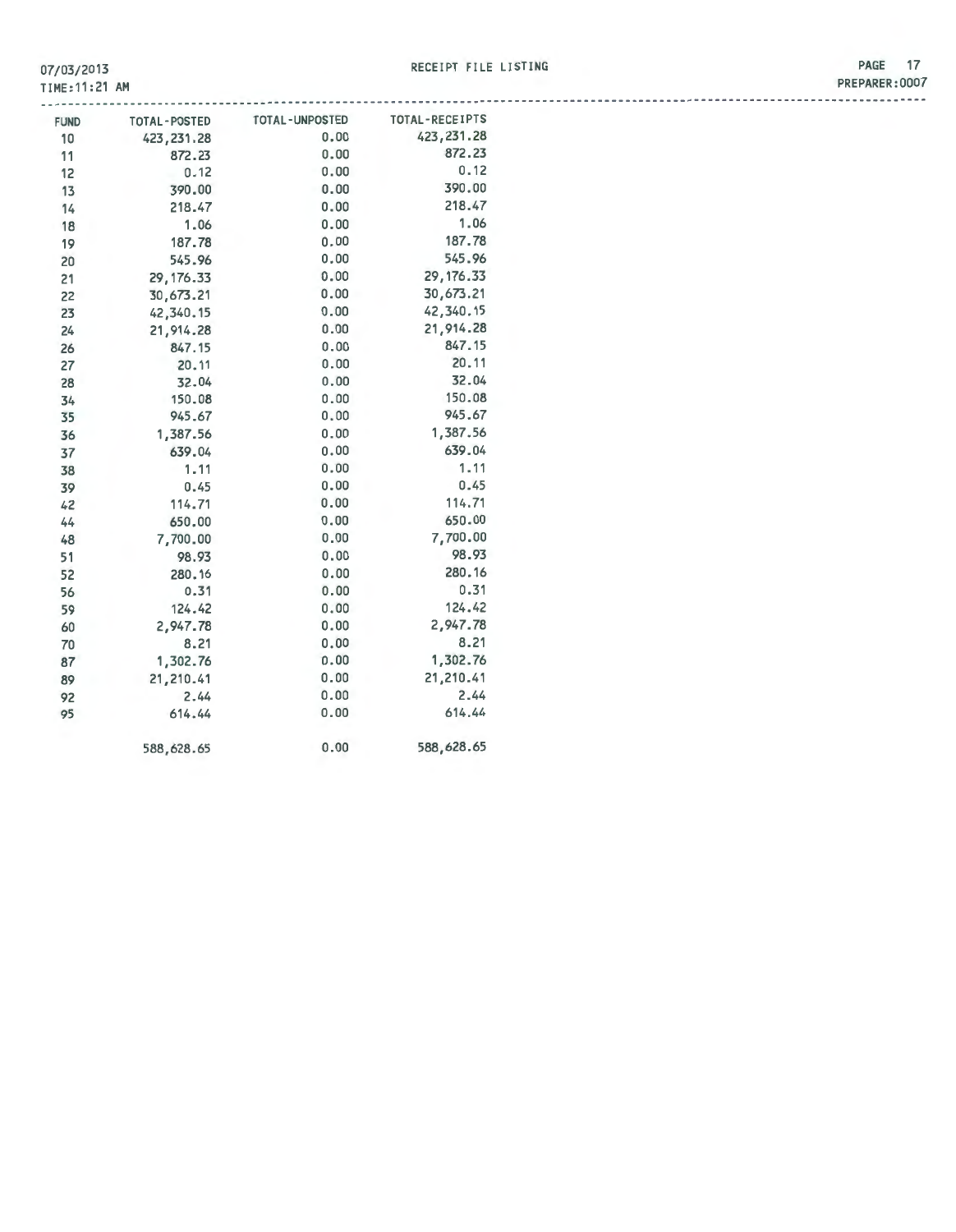07/03/2013
TIME:11:21 AM

RECEIPT FILE LISTING

PREPARER:0007

| FUND | TOTAL-POSTED | TOTAL-UNPOSTED | TOTAL-RECEIPTS |
|---|---|---|---|
| 10 | 423,231.28 | 0.00 | 423,231.28 |
| 11 | 872.23 | 0.00 | 872.23 |
| 12 | 0.12 | 0.00 | 0.12 |
| 13 | 390.00 | 0.00 | 390.00 |
| 14 | 218.47 | 0.00 | 218.47 |
| 18 | 1.06 | 0.00 | 1.06 |
| 19 | 187.78 | 0.00 | 187.78 |
| 20 | 545.96 | 0.00 | 545.96 |
| 21 | 29,176.33 | 0.00 | 29,176.33 |
| 22 | 30,673.21 | 0.00 | 30,673.21 |
| 23 | 42,340.15 | 0.00 | 42,340.15 |
| 24 | 21,914.28 | 0.00 | 21,914.28 |
| 26 | 847.15 | 0.00 | 847.15 |
| 27 | 20.11 | 0.00 | 20.11 |
| 28 | 32.04 | 0.00 | 32.04 |
| 34 | 150.08 | 0.00 | 150.08 |
| 35 | 945.67 | 0.00 | 945.67 |
| 36 | 1,387.56 | 0.00 | 1,387.56 |
| 37 | 639.04 | 0.00 | 639.04 |
| 38 | 1.11 | 0.00 | 1.11 |
| 39 | 0.45 | 0.00 | 0.45 |
| 42 | 114.71 | 0.00 | 114.71 |
| 44 | 650.00 | 0.00 | 650.00 |
| 48 | 7,700.00 | 0.00 | 7,700.00 |
| 51 | 98.93 | 0.00 | 98.93 |
| 52 | 280.16 | 0.00 | 280.16 |
| 56 | 0.31 | 0.00 | 0.31 |
| 59 | 124.42 | 0.00 | 124.42 |
| 60 | 2,947.78 | 0.00 | 2,947.78 |
| 70 | 8.21 | 0.00 | 8.21 |
| 87 | 1,302.76 | 0.00 | 1,302.76 |
| 89 | 21,210.41 | 0.00 | 21,210.41 |
| 92 | 2.44 | 0.00 | 2.44 |
| 95 | 614.44 | 0.00 | 614.44 |
| | 588,628.65 | 0.00 | 588,628.65 |